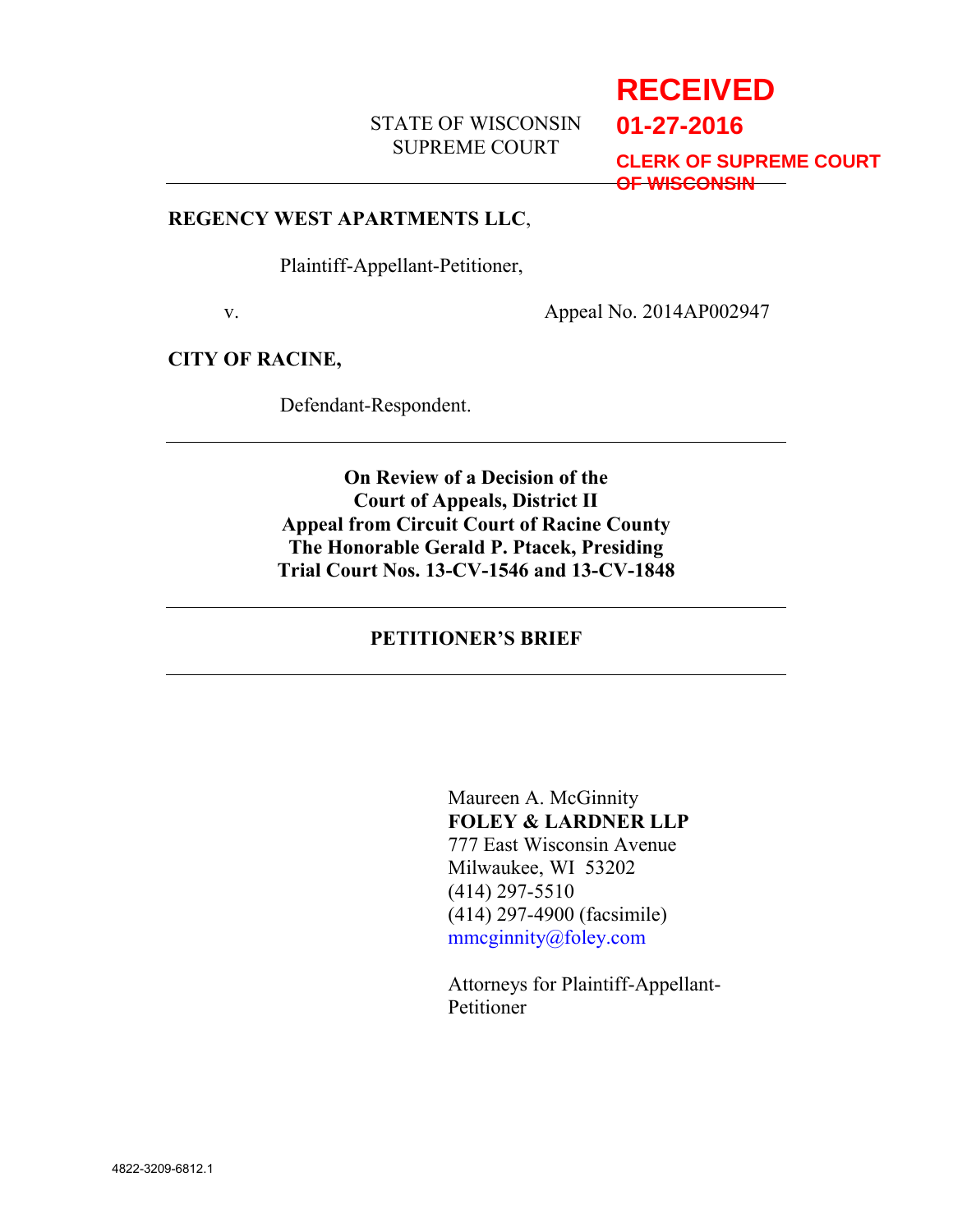**RECEIVED**
**01-27-2016**
**CLERK OF SUPREME COURT OF WISCONSIN**

STATE OF WISCONSIN
SUPREME COURT

---

**REGENCY WEST APARTMENTS LLC**,

Plaintiff-Appellant-Petitioner,

v. Appeal No. 2014AP002947

**CITY OF RACINE,**

Defendant-Respondent.

---

**On Review of a Decision of the**
**Court of Appeals, District II**
**Appeal from Circuit Court of Racine County**
**The Honorable Gerald P. Ptacek, Presiding**
**Trial Court Nos. 13-CV-1546 and 13-CV-1848**

---

**PETITIONER'S BRIEF**

---

Maureen A. McGinnity
**FOLEY & LARDNER LLP**
777 East Wisconsin Avenue
Milwaukee, WI 53202
(414) 297-5510
(414) 297-4900 (facsimile)
mmcginnity@foley.com

Attorneys for Plaintiff-Appellant-Petitioner

4822-3209-6812.1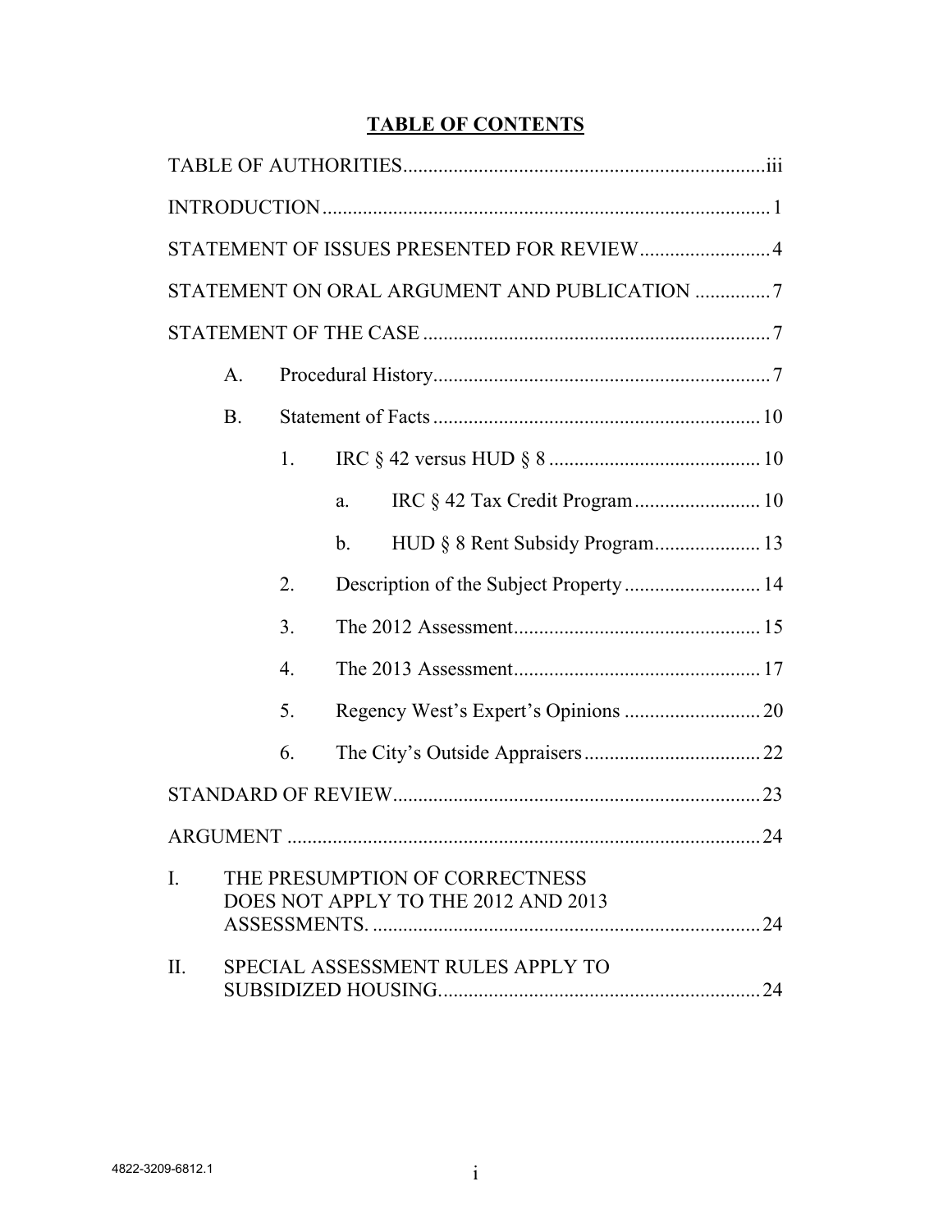# TABLE OF CONTENTS

TABLE OF AUTHORITIES .......... iii

INTRODUCTION .......... 1

STATEMENT OF ISSUES PRESENTED FOR REVIEW .......... 4

STATEMENT ON ORAL ARGUMENT AND PUBLICATION .......... 7

STATEMENT OF THE CASE .......... 7

- A. Procedural History .......... 7
- B. Statement of Facts .......... 10
  - 1. IRC § 42 versus HUD § 8 .......... 10
    - a. IRC § 42 Tax Credit Program .......... 10
    - b. HUD § 8 Rent Subsidy Program .......... 13
  - 2. Description of the Subject Property .......... 14
  - 3. The 2012 Assessment .......... 15
  - 4. The 2013 Assessment .......... 17
  - 5. Regency West's Expert's Opinions .......... 20
  - 6. The City's Outside Appraisers .......... 22

STANDARD OF REVIEW .......... 23

ARGUMENT .......... 24

I. THE PRESUMPTION OF CORRECTNESS DOES NOT APPLY TO THE 2012 AND 2013 ASSESSMENTS. .......... 24

II. SPECIAL ASSESSMENT RULES APPLY TO SUBSIDIZED HOUSING. .......... 24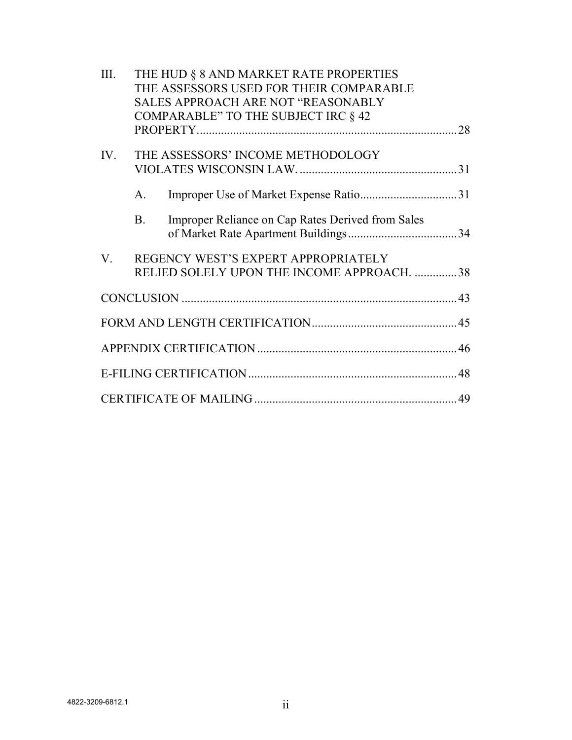III. THE HUD § 8 AND MARKET RATE PROPERTIES THE ASSESSORS USED FOR THEIR COMPARABLE SALES APPROACH ARE NOT "REASONABLY COMPARABLE" TO THE SUBJECT IRC § 42 PROPERTY ..... 28

IV. THE ASSESSORS' INCOME METHODOLOGY VIOLATES WISCONSIN LAW. ..... 31

- A. Improper Use of Market Expense Ratio ..... 31
- B. Improper Reliance on Cap Rates Derived from Sales of Market Rate Apartment Buildings ..... 34

V. REGENCY WEST'S EXPERT APPROPRIATELY RELIED SOLELY UPON THE INCOME APPROACH. ..... 38

CONCLUSION ..... 43

FORM AND LENGTH CERTIFICATION ..... 45

APPENDIX CERTIFICATION ..... 46

E-FILING CERTIFICATION ..... 48

CERTIFICATE OF MAILING ..... 49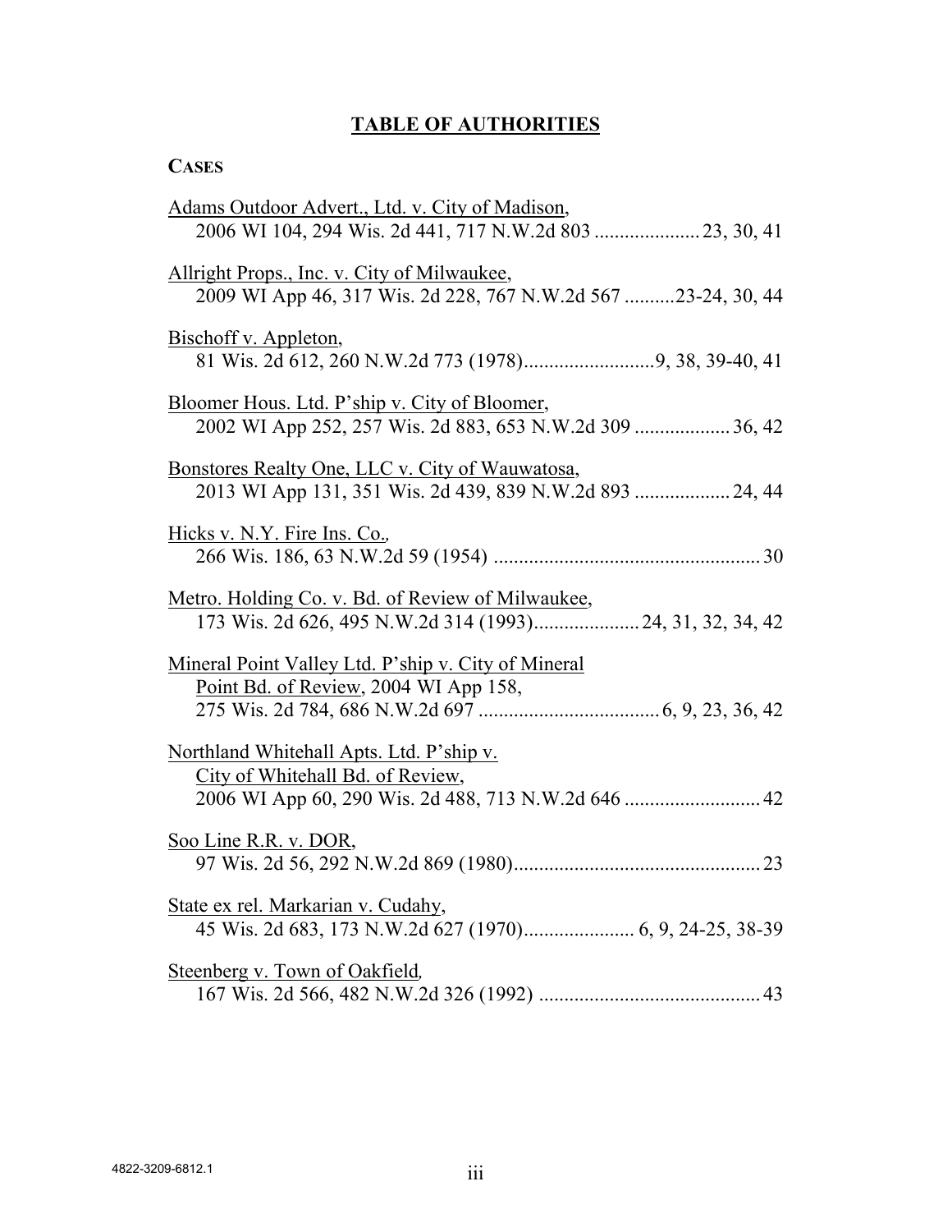# TABLE OF AUTHORITIES

## CASES

Adams Outdoor Advert., Ltd. v. City of Madison,
2006 WI 104, 294 Wis. 2d 441, 717 N.W.2d 803 .................... 23, 30, 41

Allright Props., Inc. v. City of Milwaukee,
2009 WI App 46, 317 Wis. 2d 228, 767 N.W.2d 567 ..........23-24, 30, 44

Bischoff v. Appleton,
81 Wis. 2d 612, 260 N.W.2d 773 (1978)..........................9, 38, 39-40, 41

Bloomer Hous. Ltd. P'ship v. City of Bloomer,
2002 WI App 252, 257 Wis. 2d 883, 653 N.W.2d 309 .................. 36, 42

Bonstores Realty One, LLC v. City of Wauwatosa,
2013 WI App 131, 351 Wis. 2d 439, 839 N.W.2d 893 .................. 24, 44

Hicks v. N.Y. Fire Ins. Co.,
266 Wis. 186, 63 N.W.2d 59 (1954) .................................................... 30

Metro. Holding Co. v. Bd. of Review of Milwaukee,
173 Wis. 2d 626, 495 N.W.2d 314 (1993).................... 24, 31, 32, 34, 42

Mineral Point Valley Ltd. P'ship v. City of Mineral Point Bd. of Review, 2004 WI App 158,
275 Wis. 2d 784, 686 N.W.2d 697 ................................... 6, 9, 23, 36, 42

Northland Whitehall Apts. Ltd. P'ship v. City of Whitehall Bd. of Review,
2006 WI App 60, 290 Wis. 2d 488, 713 N.W.2d 646 .......................... 42

Soo Line R.R. v. DOR,
97 Wis. 2d 56, 292 N.W.2d 869 (1980)................................................ 23

State ex rel. Markarian v. Cudahy,
45 Wis. 2d 683, 173 N.W.2d 627 (1970)..................... 6, 9, 24-25, 38-39

Steenberg v. Town of Oakfield,
167 Wis. 2d 566, 482 N.W.2d 326 (1992) ........................................... 43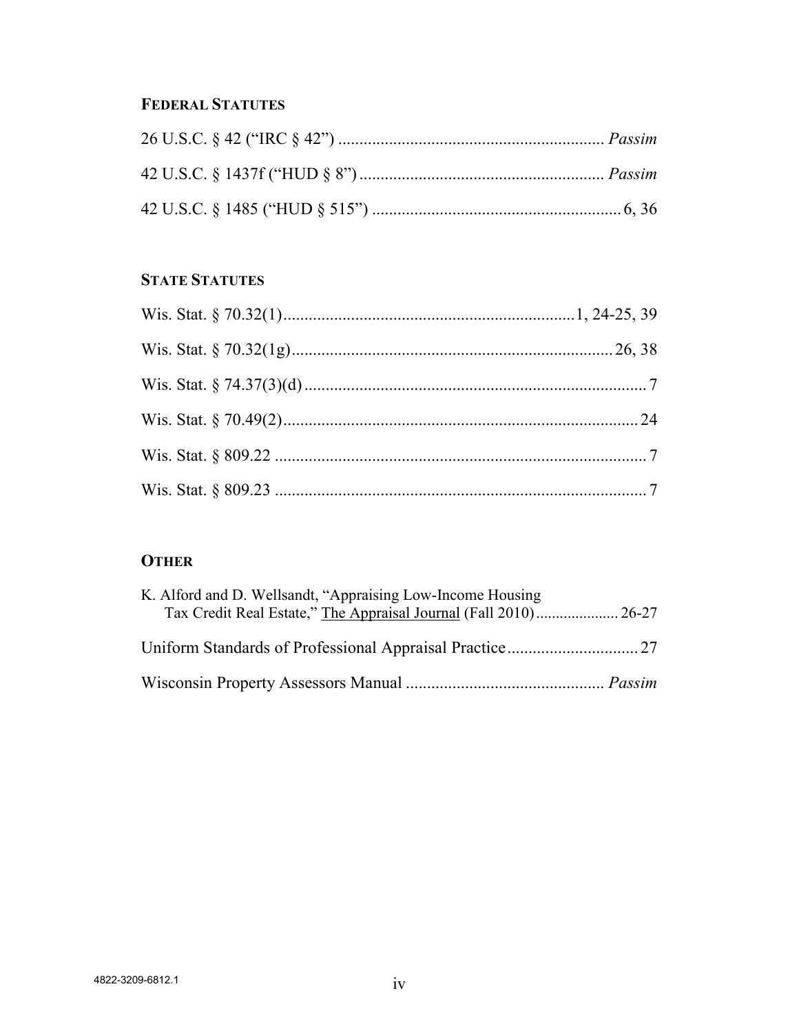### FEDERAL STATUTES

26 U.S.C. § 42 (“IRC § 42”) .............................................................. *Passim*

42 U.S.C. § 1437f (“HUD § 8”) ......................................................... *Passim*

42 U.S.C. § 1485 (“HUD § 515”) .......................................................... 6, 36

### STATE STATUTES

Wis. Stat. § 70.32(1).....................................................................1, 24-25, 39

Wis. Stat. § 70.32(1g)........................................................................... 26, 38

Wis. Stat. § 74.37(3)(d) ................................................................................ 7

Wis. Stat. § 70.49(2).................................................................................... 24

Wis. Stat. § 809.22 ....................................................................................... 7

Wis. Stat. § 809.23 ....................................................................................... 7

### OTHER

K. Alford and D. Wellsandt, “Appraising Low-Income Housing Tax Credit Real Estate,” The Appraisal Journal (Fall 2010) .................... 26-27

Uniform Standards of Professional Appraisal Practice ............................... 27

Wisconsin Property Assessors Manual ............................................... *Passim*

4822-3209-6812.1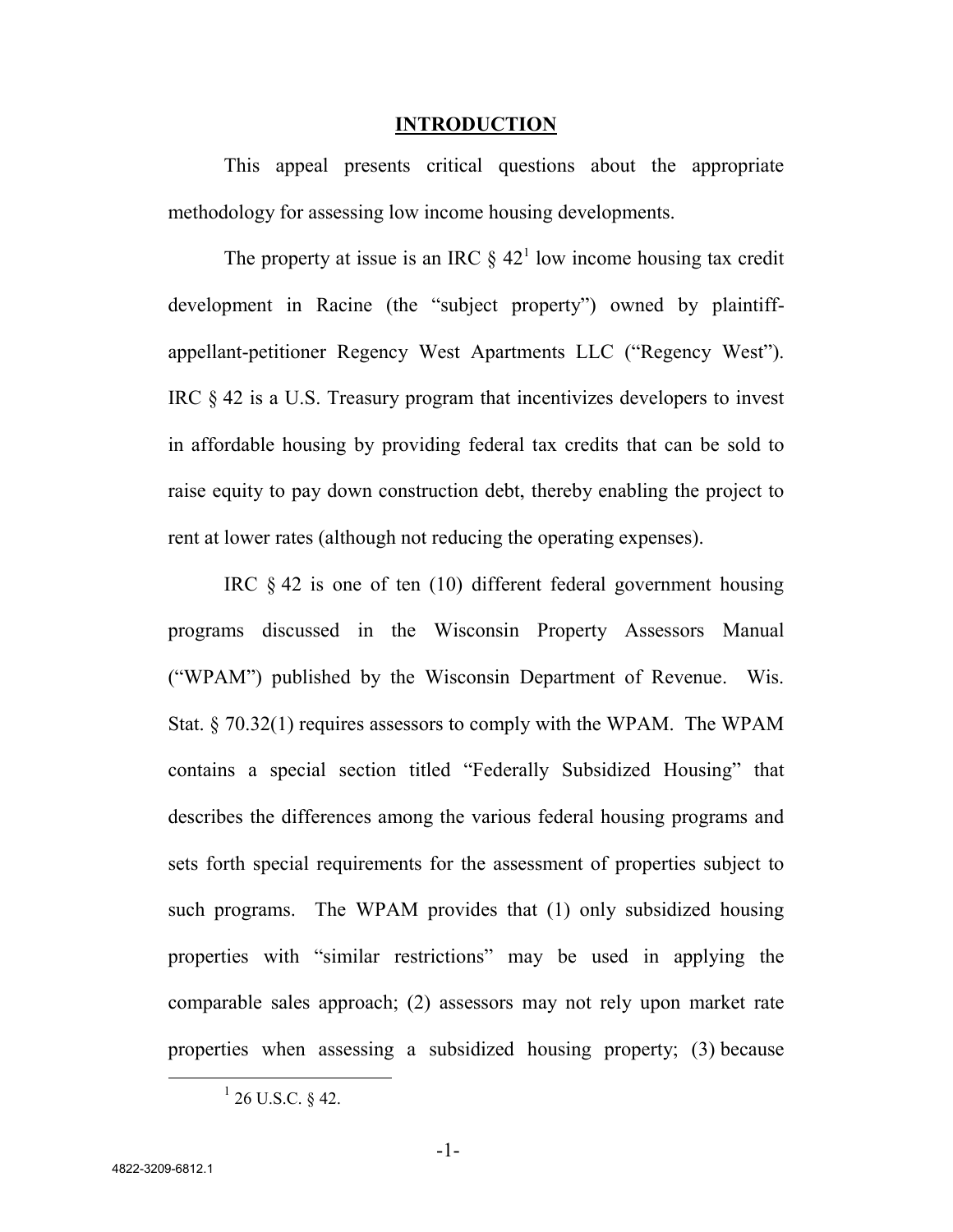## INTRODUCTION

This appeal presents critical questions about the appropriate methodology for assessing low income housing developments.

The property at issue is an IRC § 42[1] low income housing tax credit development in Racine (the "subject property") owned by plaintiff-appellant-petitioner Regency West Apartments LLC ("Regency West"). IRC § 42 is a U.S. Treasury program that incentivizes developers to invest in affordable housing by providing federal tax credits that can be sold to raise equity to pay down construction debt, thereby enabling the project to rent at lower rates (although not reducing the operating expenses).

IRC § 42 is one of ten (10) different federal government housing programs discussed in the Wisconsin Property Assessors Manual ("WPAM") published by the Wisconsin Department of Revenue. Wis. Stat. § 70.32(1) requires assessors to comply with the WPAM. The WPAM contains a special section titled "Federally Subsidized Housing" that describes the differences among the various federal housing programs and sets forth special requirements for the assessment of properties subject to such programs. The WPAM provides that (1) only subsidized housing properties with "similar restrictions" may be used in applying the comparable sales approach; (2) assessors may not rely upon market rate properties when assessing a subsidized housing property; (3) because

[1] 26 U.S.C. § 42.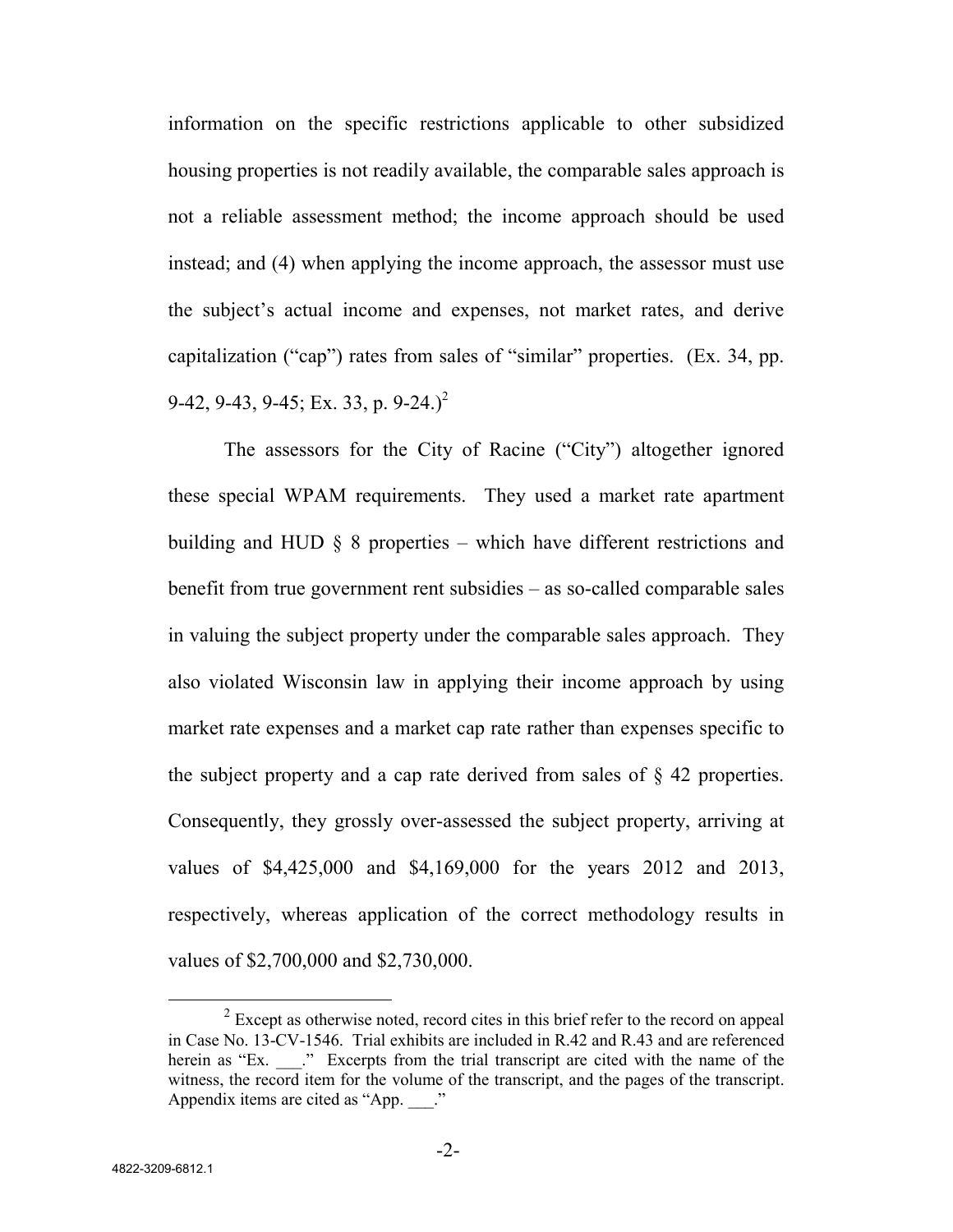information on the specific restrictions applicable to other subsidized housing properties is not readily available, the comparable sales approach is not a reliable assessment method; the income approach should be used instead; and (4) when applying the income approach, the assessor must use the subject's actual income and expenses, not market rates, and derive capitalization ("cap") rates from sales of "similar" properties. (Ex. 34, pp. 9-42, 9-43, 9-45; Ex. 33, p. 9-24.)[2]

The assessors for the City of Racine ("City") altogether ignored these special WPAM requirements. They used a market rate apartment building and HUD § 8 properties – which have different restrictions and benefit from true government rent subsidies – as so-called comparable sales in valuing the subject property under the comparable sales approach. They also violated Wisconsin law in applying their income approach by using market rate expenses and a market cap rate rather than expenses specific to the subject property and a cap rate derived from sales of § 42 properties. Consequently, they grossly over-assessed the subject property, arriving at values of $4,425,000 and $4,169,000 for the years 2012 and 2013, respectively, whereas application of the correct methodology results in values of $2,700,000 and $2,730,000.

---

[2] Except as otherwise noted, record cites in this brief refer to the record on appeal in Case No. 13-CV-1546. Trial exhibits are included in R.42 and R.43 and are referenced herein as "Ex. ___." Excerpts from the trial transcript are cited with the name of the witness, the record item for the volume of the transcript, and the pages of the transcript. Appendix items are cited as "App. ___."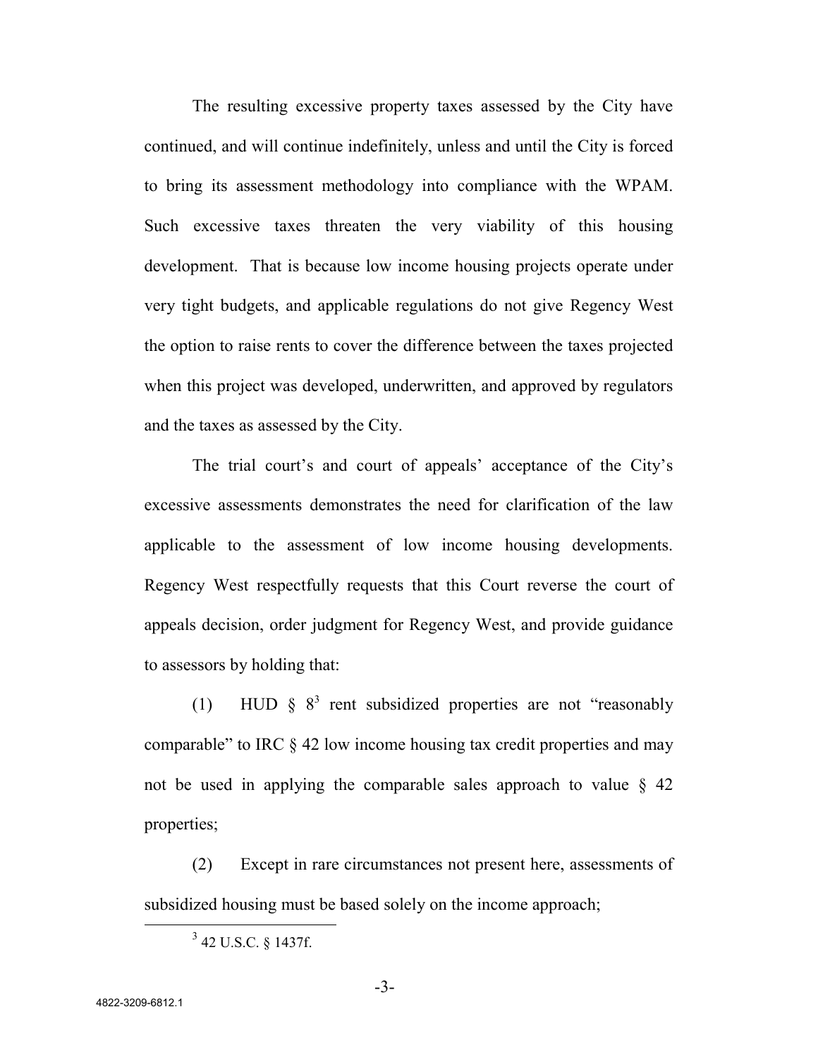The resulting excessive property taxes assessed by the City have continued, and will continue indefinitely, unless and until the City is forced to bring its assessment methodology into compliance with the WPAM. Such excessive taxes threaten the very viability of this housing development. That is because low income housing projects operate under very tight budgets, and applicable regulations do not give Regency West the option to raise rents to cover the difference between the taxes projected when this project was developed, underwritten, and approved by regulators and the taxes as assessed by the City.

The trial court's and court of appeals' acceptance of the City's excessive assessments demonstrates the need for clarification of the law applicable to the assessment of low income housing developments. Regency West respectfully requests that this Court reverse the court of appeals decision, order judgment for Regency West, and provide guidance to assessors by holding that:

(1) HUD § 8[3] rent subsidized properties are not "reasonably comparable" to IRC § 42 low income housing tax credit properties and may not be used in applying the comparable sales approach to value § 42 properties;

(2) Except in rare circumstances not present here, assessments of subsidized housing must be based solely on the income approach;

[3] 42 U.S.C. § 1437f.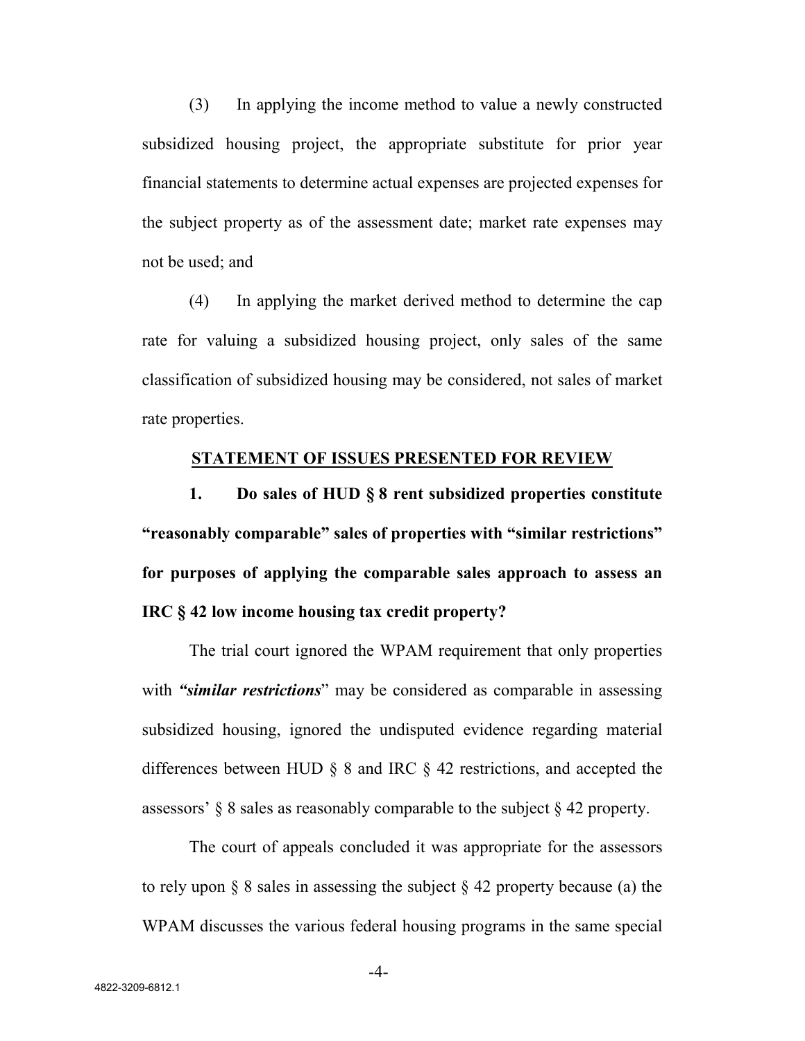(3) In applying the income method to value a newly constructed subsidized housing project, the appropriate substitute for prior year financial statements to determine actual expenses are projected expenses for the subject property as of the assessment date; market rate expenses may not be used; and

(4) In applying the market derived method to determine the cap rate for valuing a subsidized housing project, only sales of the same classification of subsidized housing may be considered, not sales of market rate properties.

## STATEMENT OF ISSUES PRESENTED FOR REVIEW

**1. Do sales of HUD § 8 rent subsidized properties constitute "reasonably comparable" sales of properties with "similar restrictions" for purposes of applying the comparable sales approach to assess an IRC § 42 low income housing tax credit property?**

The trial court ignored the WPAM requirement that only properties with ***"similar restrictions***" may be considered as comparable in assessing subsidized housing, ignored the undisputed evidence regarding material differences between HUD § 8 and IRC § 42 restrictions, and accepted the assessors' § 8 sales as reasonably comparable to the subject § 42 property.

The court of appeals concluded it was appropriate for the assessors to rely upon § 8 sales in assessing the subject § 42 property because (a) the WPAM discusses the various federal housing programs in the same special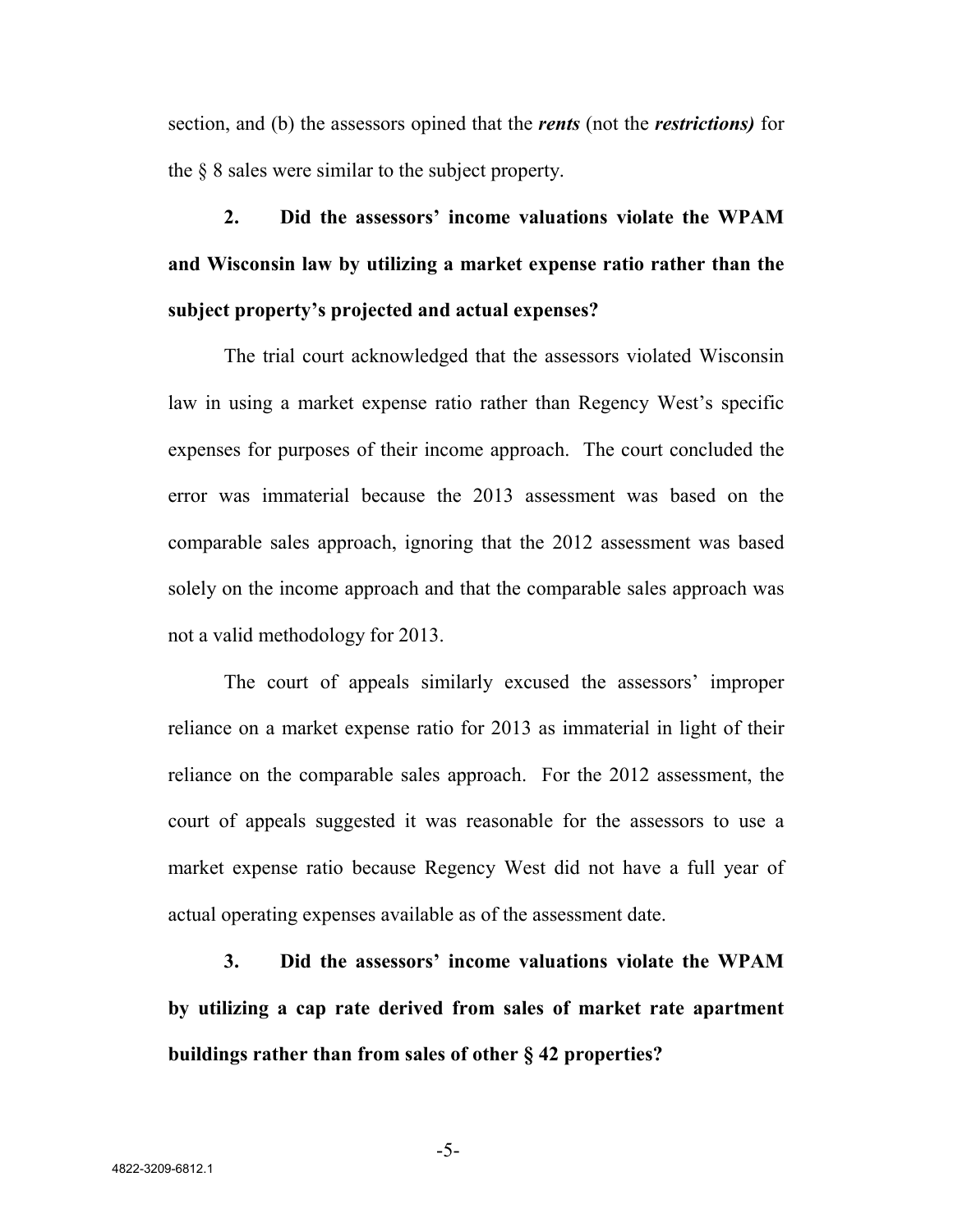section, and (b) the assessors opined that the ***rents*** (not the ***restrictions)*** for the § 8 sales were similar to the subject property.

**2. Did the assessors' income valuations violate the WPAM and Wisconsin law by utilizing a market expense ratio rather than the subject property's projected and actual expenses?**

The trial court acknowledged that the assessors violated Wisconsin law in using a market expense ratio rather than Regency West's specific expenses for purposes of their income approach. The court concluded the error was immaterial because the 2013 assessment was based on the comparable sales approach, ignoring that the 2012 assessment was based solely on the income approach and that the comparable sales approach was not a valid methodology for 2013.

The court of appeals similarly excused the assessors' improper reliance on a market expense ratio for 2013 as immaterial in light of their reliance on the comparable sales approach. For the 2012 assessment, the court of appeals suggested it was reasonable for the assessors to use a market expense ratio because Regency West did not have a full year of actual operating expenses available as of the assessment date.

**3. Did the assessors' income valuations violate the WPAM by utilizing a cap rate derived from sales of market rate apartment buildings rather than from sales of other § 42 properties?**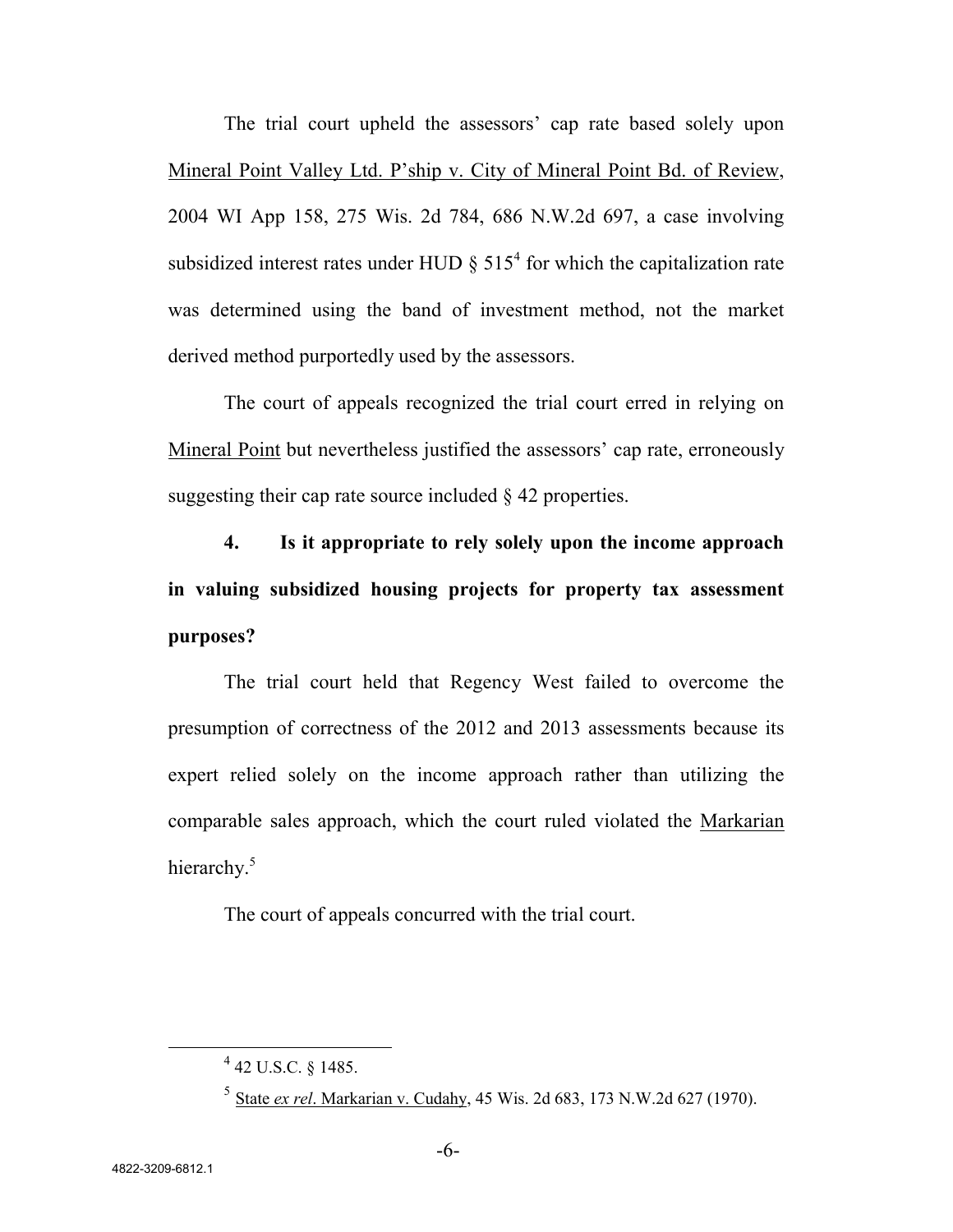The trial court upheld the assessors' cap rate based solely upon Mineral Point Valley Ltd. P'ship v. City of Mineral Point Bd. of Review, 2004 WI App 158, 275 Wis. 2d 784, 686 N.W.2d 697, a case involving subsidized interest rates under HUD § 515[4] for which the capitalization rate was determined using the band of investment method, not the market derived method purportedly used by the assessors.

The court of appeals recognized the trial court erred in relying on Mineral Point but nevertheless justified the assessors' cap rate, erroneously suggesting their cap rate source included § 42 properties.

**4. Is it appropriate to rely solely upon the income approach in valuing subsidized housing projects for property tax assessment purposes?**

The trial court held that Regency West failed to overcome the presumption of correctness of the 2012 and 2013 assessments because its expert relied solely on the income approach rather than utilizing the comparable sales approach, which the court ruled violated the Markarian hierarchy.[5]

The court of appeals concurred with the trial court.

---

[4] 42 U.S.C. § 1485.

[5] State *ex rel*. Markarian v. Cudahy, 45 Wis. 2d 683, 173 N.W.2d 627 (1970).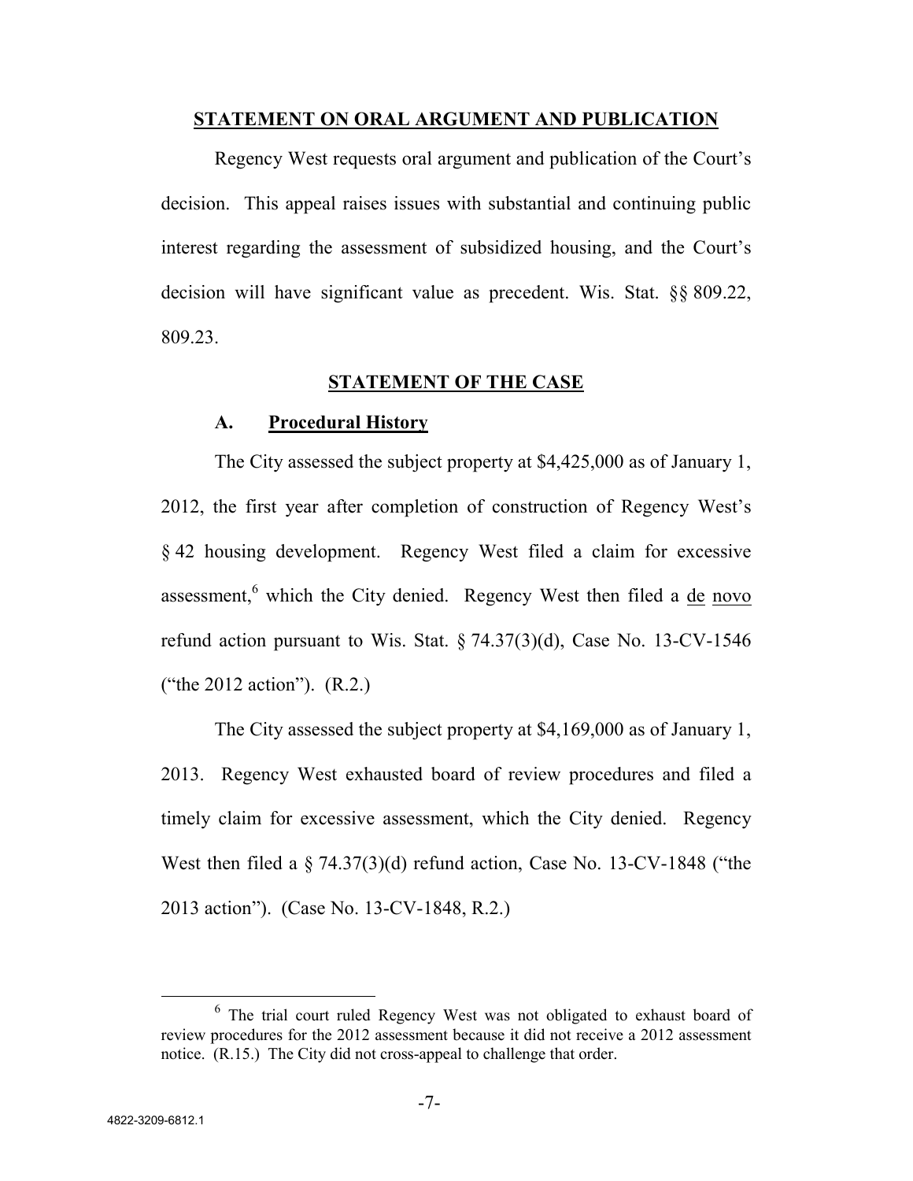## STATEMENT ON ORAL ARGUMENT AND PUBLICATION

Regency West requests oral argument and publication of the Court's decision. This appeal raises issues with substantial and continuing public interest regarding the assessment of subsidized housing, and the Court's decision will have significant value as precedent. Wis. Stat. §§ 809.22, 809.23.

## STATEMENT OF THE CASE

### A. Procedural History

The City assessed the subject property at $4,425,000 as of January 1, 2012, the first year after completion of construction of Regency West's § 42 housing development. Regency West filed a claim for excessive assessment,[6] which the City denied. Regency West then filed a de novo refund action pursuant to Wis. Stat. § 74.37(3)(d), Case No. 13-CV-1546 ("the 2012 action"). (R.2.)

The City assessed the subject property at $4,169,000 as of January 1, 2013. Regency West exhausted board of review procedures and filed a timely claim for excessive assessment, which the City denied. Regency West then filed a § 74.37(3)(d) refund action, Case No. 13-CV-1848 ("the 2013 action"). (Case No. 13-CV-1848, R.2.)

[6] The trial court ruled Regency West was not obligated to exhaust board of review procedures for the 2012 assessment because it did not receive a 2012 assessment notice. (R.15.) The City did not cross-appeal to challenge that order.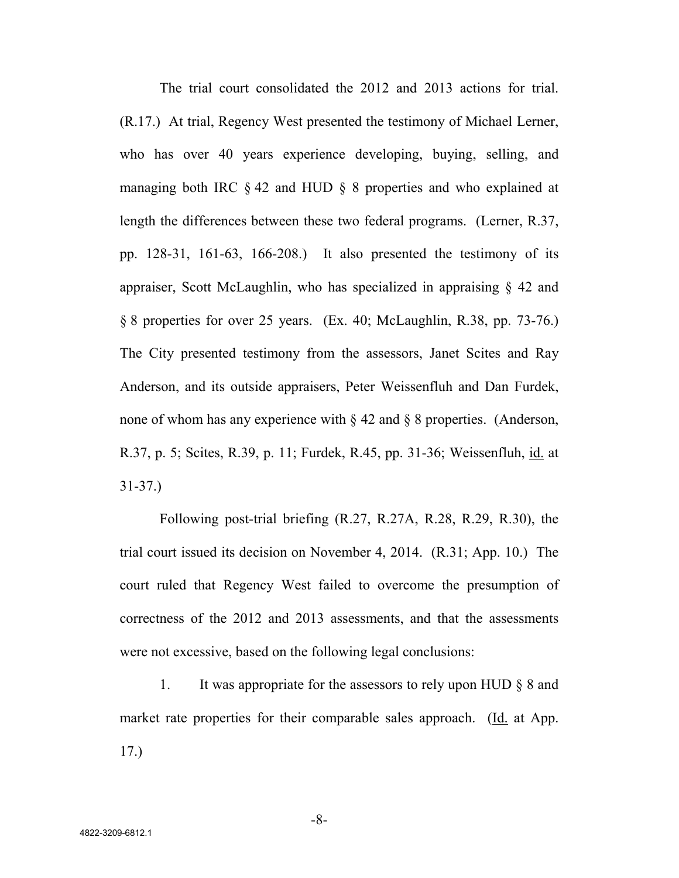The trial court consolidated the 2012 and 2013 actions for trial. (R.17.) At trial, Regency West presented the testimony of Michael Lerner, who has over 40 years experience developing, buying, selling, and managing both IRC § 42 and HUD § 8 properties and who explained at length the differences between these two federal programs. (Lerner, R.37, pp. 128-31, 161-63, 166-208.) It also presented the testimony of its appraiser, Scott McLaughlin, who has specialized in appraising § 42 and § 8 properties for over 25 years. (Ex. 40; McLaughlin, R.38, pp. 73-76.) The City presented testimony from the assessors, Janet Scites and Ray Anderson, and its outside appraisers, Peter Weissenfluh and Dan Furdek, none of whom has any experience with § 42 and § 8 properties. (Anderson, R.37, p. 5; Scites, R.39, p. 11; Furdek, R.45, pp. 31-36; Weissenfluh, id. at 31-37.)

Following post-trial briefing (R.27, R.27A, R.28, R.29, R.30), the trial court issued its decision on November 4, 2014. (R.31; App. 10.) The court ruled that Regency West failed to overcome the presumption of correctness of the 2012 and 2013 assessments, and that the assessments were not excessive, based on the following legal conclusions:

1. It was appropriate for the assessors to rely upon HUD § 8 and market rate properties for their comparable sales approach. (Id. at App. 17.)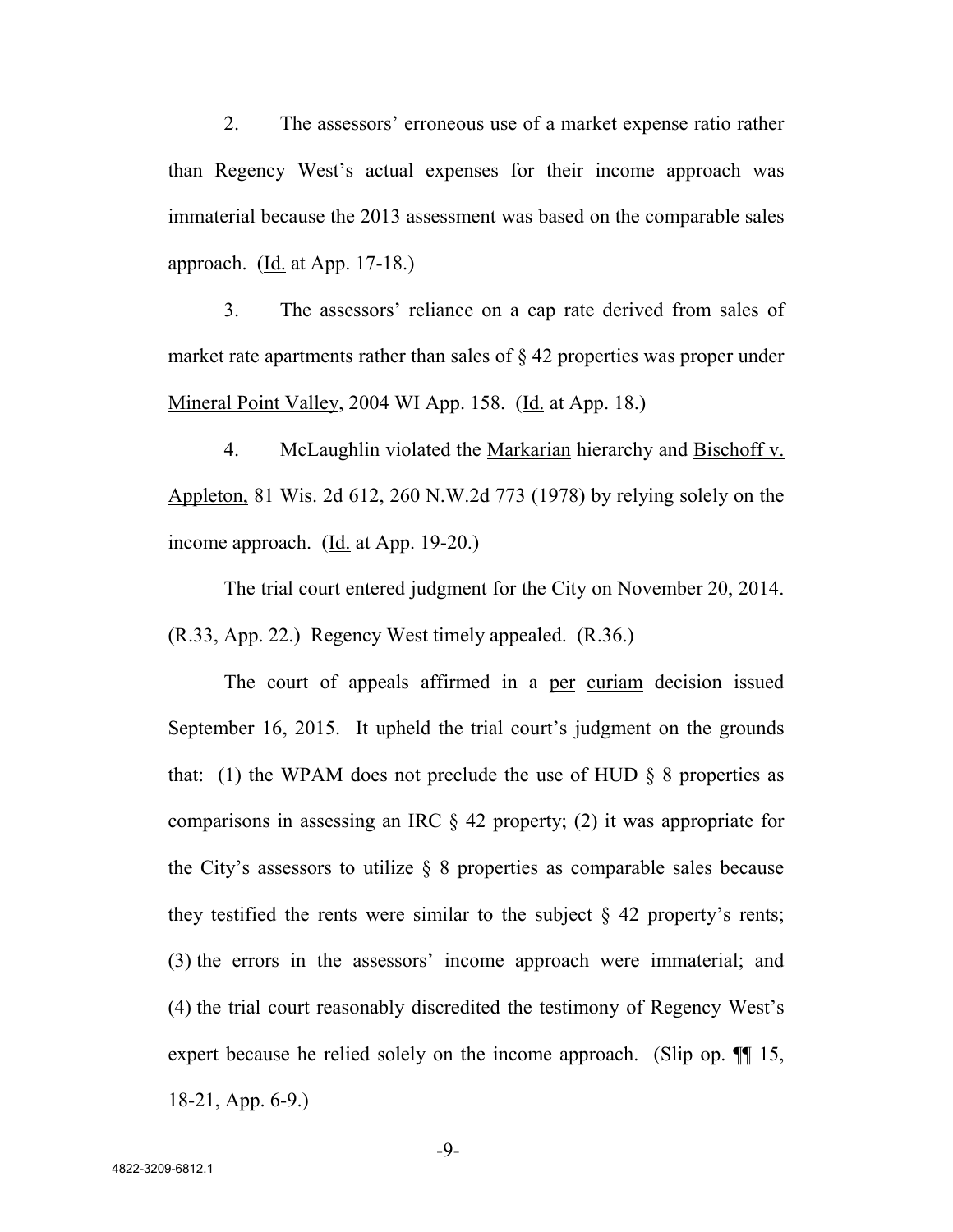2. The assessors' erroneous use of a market expense ratio rather than Regency West's actual expenses for their income approach was immaterial because the 2013 assessment was based on the comparable sales approach. (Id. at App. 17-18.)

3. The assessors' reliance on a cap rate derived from sales of market rate apartments rather than sales of § 42 properties was proper under Mineral Point Valley, 2004 WI App. 158. (Id. at App. 18.)

4. McLaughlin violated the Markarian hierarchy and Bischoff v. Appleton, 81 Wis. 2d 612, 260 N.W.2d 773 (1978) by relying solely on the income approach. (Id. at App. 19-20.)

The trial court entered judgment for the City on November 20, 2014. (R.33, App. 22.) Regency West timely appealed. (R.36.)

The court of appeals affirmed in a per curiam decision issued September 16, 2015. It upheld the trial court's judgment on the grounds that: (1) the WPAM does not preclude the use of HUD § 8 properties as comparisons in assessing an IRC § 42 property; (2) it was appropriate for the City's assessors to utilize § 8 properties as comparable sales because they testified the rents were similar to the subject § 42 property's rents; (3) the errors in the assessors' income approach were immaterial; and (4) the trial court reasonably discredited the testimony of Regency West's expert because he relied solely on the income approach. (Slip op. ¶¶ 15, 18-21, App. 6-9.)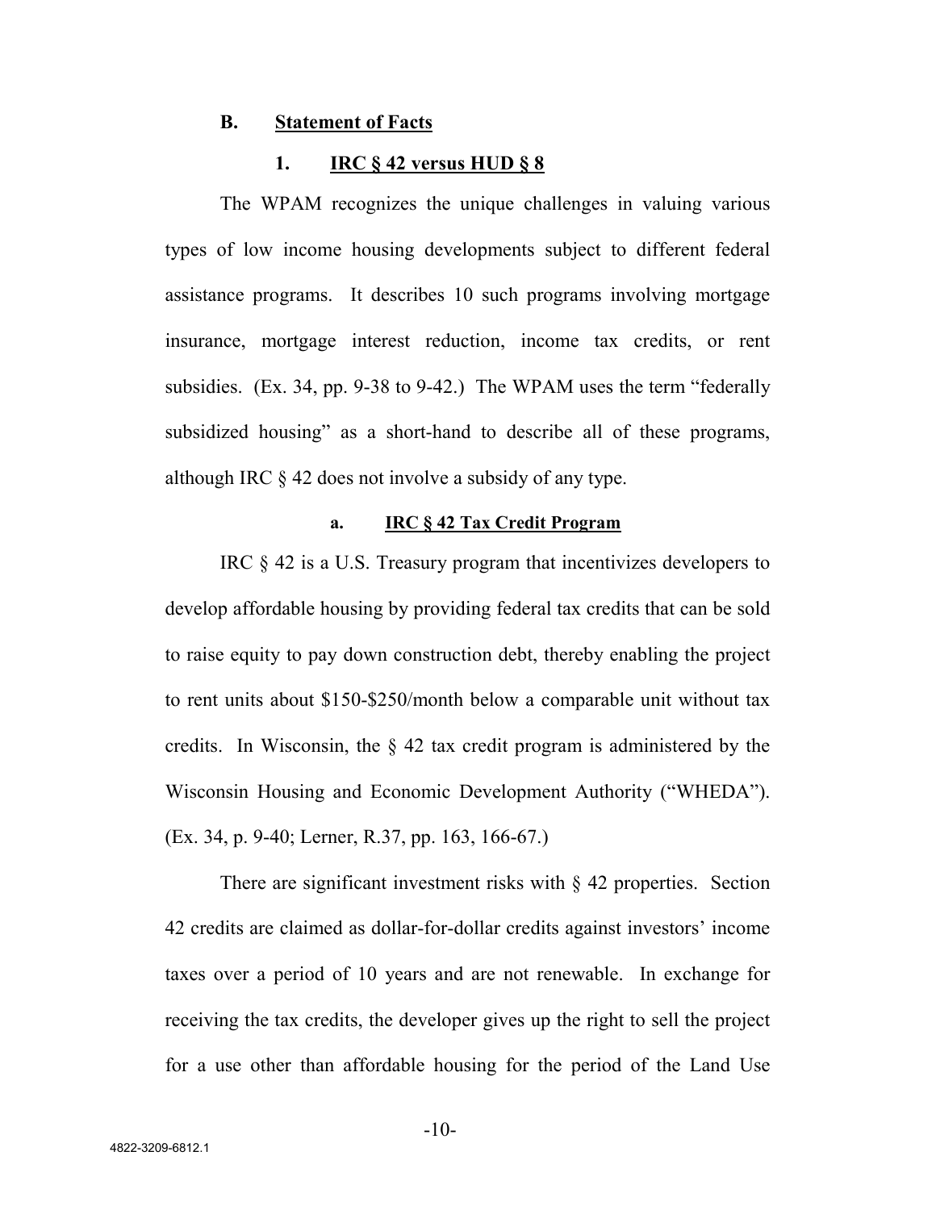### B. Statement of Facts

#### 1. IRC § 42 versus HUD § 8

The WPAM recognizes the unique challenges in valuing various types of low income housing developments subject to different federal assistance programs. It describes 10 such programs involving mortgage insurance, mortgage interest reduction, income tax credits, or rent subsidies. (Ex. 34, pp. 9-38 to 9-42.) The WPAM uses the term "federally subsidized housing" as a short-hand to describe all of these programs, although IRC § 42 does not involve a subsidy of any type.

##### a. IRC § 42 Tax Credit Program

IRC § 42 is a U.S. Treasury program that incentivizes developers to develop affordable housing by providing federal tax credits that can be sold to raise equity to pay down construction debt, thereby enabling the project to rent units about $150-$250/month below a comparable unit without tax credits. In Wisconsin, the § 42 tax credit program is administered by the Wisconsin Housing and Economic Development Authority ("WHEDA"). (Ex. 34, p. 9-40; Lerner, R.37, pp. 163, 166-67.)

There are significant investment risks with § 42 properties. Section 42 credits are claimed as dollar-for-dollar credits against investors' income taxes over a period of 10 years and are not renewable. In exchange for receiving the tax credits, the developer gives up the right to sell the project for a use other than affordable housing for the period of the Land Use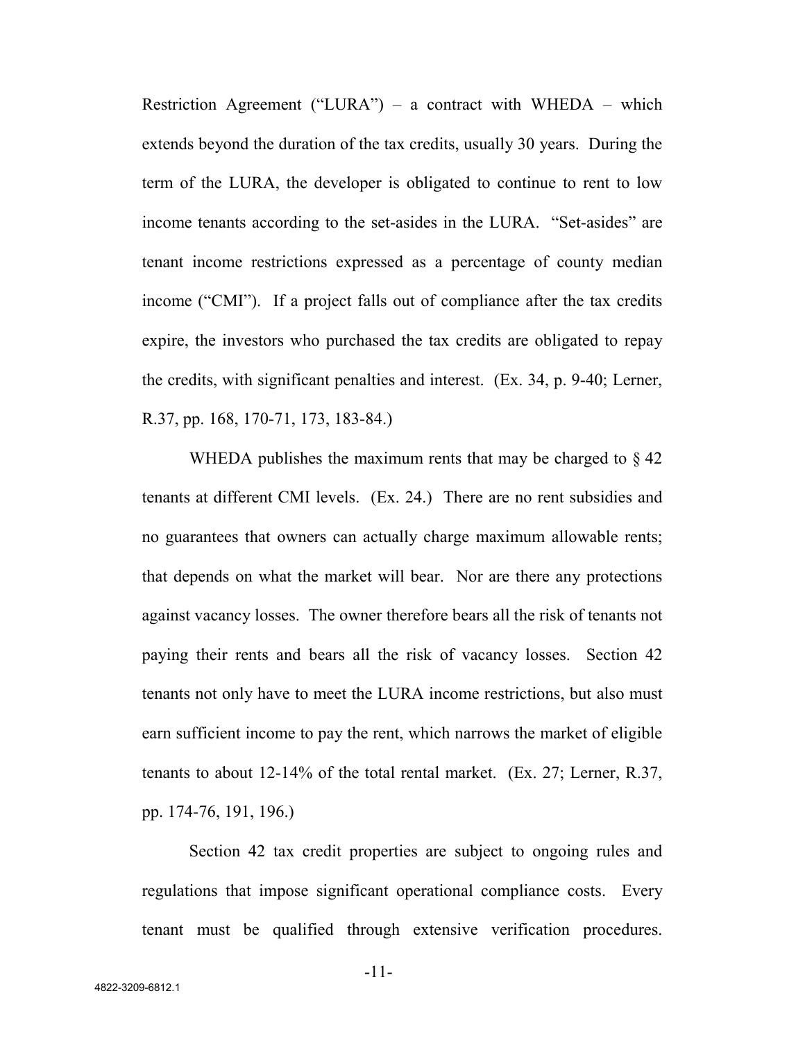Restriction Agreement ("LURA") – a contract with WHEDA – which extends beyond the duration of the tax credits, usually 30 years. During the term of the LURA, the developer is obligated to continue to rent to low income tenants according to the set-asides in the LURA. "Set-asides" are tenant income restrictions expressed as a percentage of county median income ("CMI"). If a project falls out of compliance after the tax credits expire, the investors who purchased the tax credits are obligated to repay the credits, with significant penalties and interest. (Ex. 34, p. 9-40; Lerner, R.37, pp. 168, 170-71, 173, 183-84.)

WHEDA publishes the maximum rents that may be charged to § 42 tenants at different CMI levels. (Ex. 24.) There are no rent subsidies and no guarantees that owners can actually charge maximum allowable rents; that depends on what the market will bear. Nor are there any protections against vacancy losses. The owner therefore bears all the risk of tenants not paying their rents and bears all the risk of vacancy losses. Section 42 tenants not only have to meet the LURA income restrictions, but also must earn sufficient income to pay the rent, which narrows the market of eligible tenants to about 12-14% of the total rental market. (Ex. 27; Lerner, R.37, pp. 174-76, 191, 196.)

Section 42 tax credit properties are subject to ongoing rules and regulations that impose significant operational compliance costs. Every tenant must be qualified through extensive verification procedures.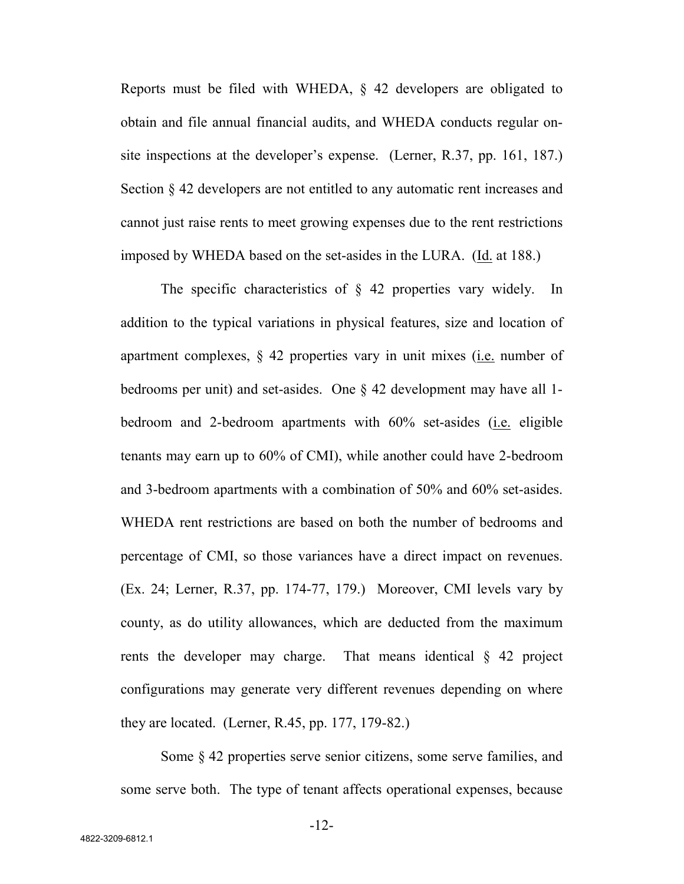Reports must be filed with WHEDA, § 42 developers are obligated to obtain and file annual financial audits, and WHEDA conducts regular on-site inspections at the developer's expense. (Lerner, R.37, pp. 161, 187.) Section § 42 developers are not entitled to any automatic rent increases and cannot just raise rents to meet growing expenses due to the rent restrictions imposed by WHEDA based on the set-asides in the LURA. (Id. at 188.)

The specific characteristics of § 42 properties vary widely. In addition to the typical variations in physical features, size and location of apartment complexes, § 42 properties vary in unit mixes (i.e. number of bedrooms per unit) and set-asides. One § 42 development may have all 1-bedroom and 2-bedroom apartments with 60% set-asides (i.e. eligible tenants may earn up to 60% of CMI), while another could have 2-bedroom and 3-bedroom apartments with a combination of 50% and 60% set-asides. WHEDA rent restrictions are based on both the number of bedrooms and percentage of CMI, so those variances have a direct impact on revenues. (Ex. 24; Lerner, R.37, pp. 174-77, 179.) Moreover, CMI levels vary by county, as do utility allowances, which are deducted from the maximum rents the developer may charge. That means identical § 42 project configurations may generate very different revenues depending on where they are located. (Lerner, R.45, pp. 177, 179-82.)

Some § 42 properties serve senior citizens, some serve families, and some serve both. The type of tenant affects operational expenses, because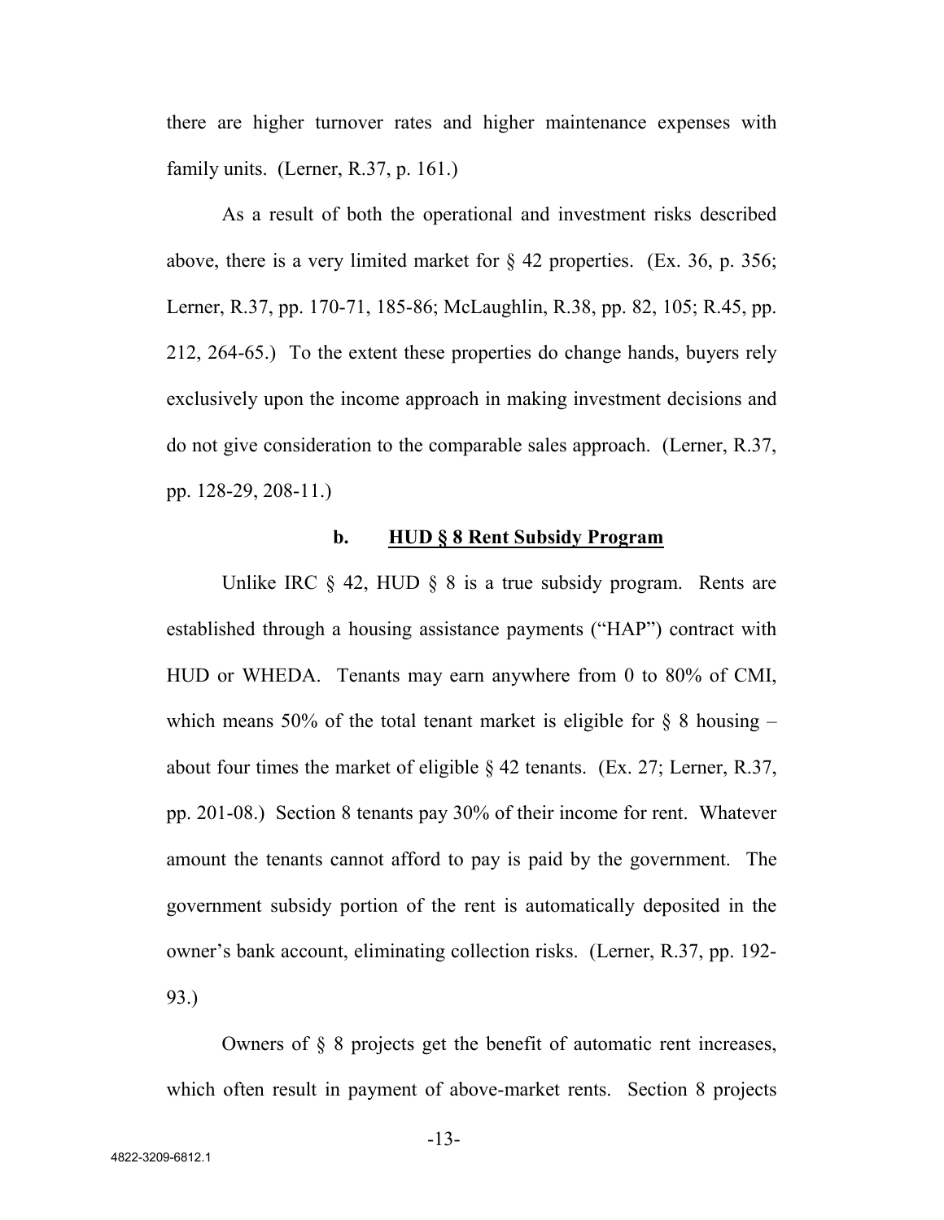there are higher turnover rates and higher maintenance expenses with family units. (Lerner, R.37, p. 161.)

As a result of both the operational and investment risks described above, there is a very limited market for § 42 properties. (Ex. 36, p. 356; Lerner, R.37, pp. 170-71, 185-86; McLaughlin, R.38, pp. 82, 105; R.45, pp. 212, 264-65.) To the extent these properties do change hands, buyers rely exclusively upon the income approach in making investment decisions and do not give consideration to the comparable sales approach. (Lerner, R.37, pp. 128-29, 208-11.)

### b. HUD § 8 Rent Subsidy Program

Unlike IRC § 42, HUD § 8 is a true subsidy program. Rents are established through a housing assistance payments ("HAP") contract with HUD or WHEDA. Tenants may earn anywhere from 0 to 80% of CMI, which means 50% of the total tenant market is eligible for § 8 housing – about four times the market of eligible § 42 tenants. (Ex. 27; Lerner, R.37, pp. 201-08.) Section 8 tenants pay 30% of their income for rent. Whatever amount the tenants cannot afford to pay is paid by the government. The government subsidy portion of the rent is automatically deposited in the owner's bank account, eliminating collection risks. (Lerner, R.37, pp. 192-93.)

Owners of § 8 projects get the benefit of automatic rent increases, which often result in payment of above-market rents. Section 8 projects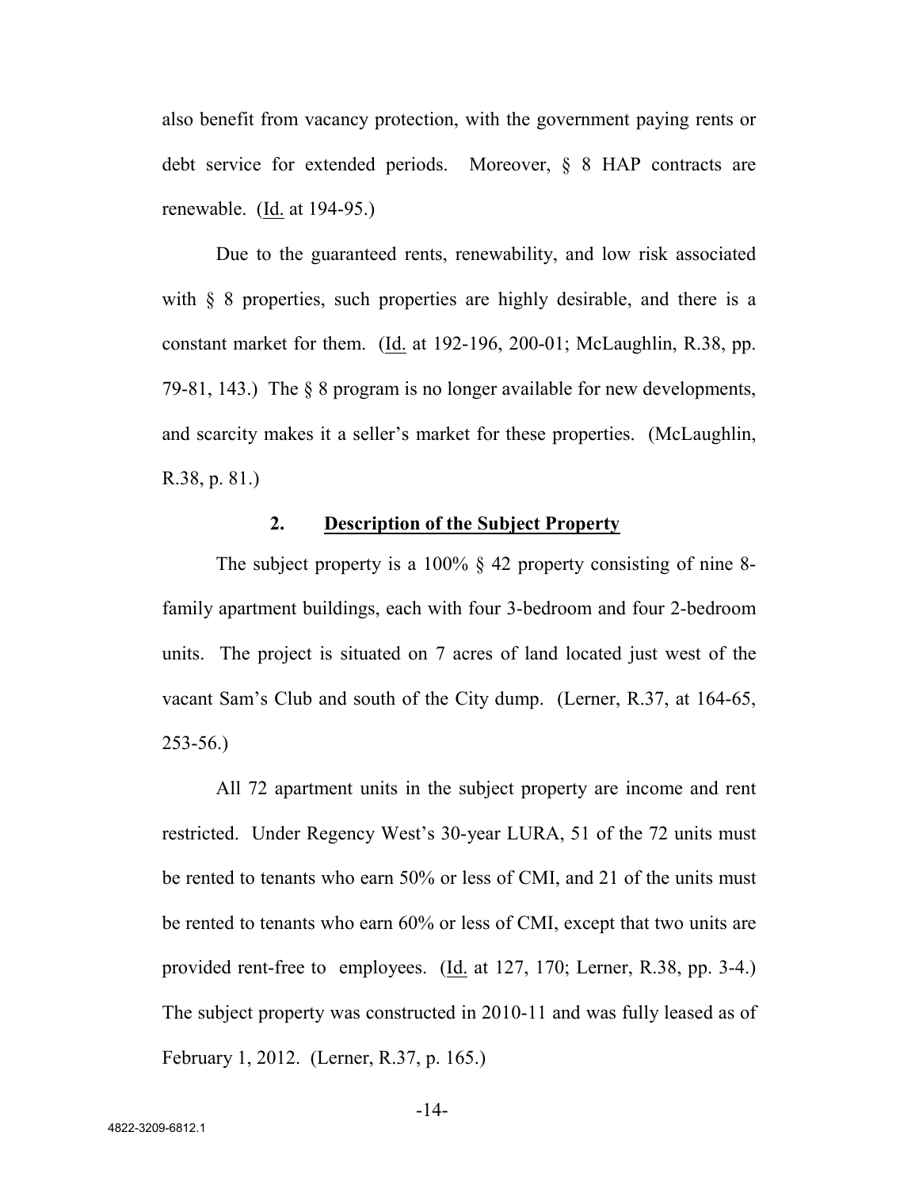also benefit from vacancy protection, with the government paying rents or debt service for extended periods. Moreover, § 8 HAP contracts are renewable. (Id. at 194-95.)

Due to the guaranteed rents, renewability, and low risk associated with § 8 properties, such properties are highly desirable, and there is a constant market for them. (Id. at 192-196, 200-01; McLaughlin, R.38, pp. 79-81, 143.) The § 8 program is no longer available for new developments, and scarcity makes it a seller's market for these properties. (McLaughlin, R.38, p. 81.)

### 2. Description of the Subject Property

The subject property is a 100% § 42 property consisting of nine 8-family apartment buildings, each with four 3-bedroom and four 2-bedroom units. The project is situated on 7 acres of land located just west of the vacant Sam's Club and south of the City dump. (Lerner, R.37, at 164-65, 253-56.)

All 72 apartment units in the subject property are income and rent restricted. Under Regency West's 30-year LURA, 51 of the 72 units must be rented to tenants who earn 50% or less of CMI, and 21 of the units must be rented to tenants who earn 60% or less of CMI, except that two units are provided rent-free to employees. (Id. at 127, 170; Lerner, R.38, pp. 3-4.) The subject property was constructed in 2010-11 and was fully leased as of February 1, 2012. (Lerner, R.37, p. 165.)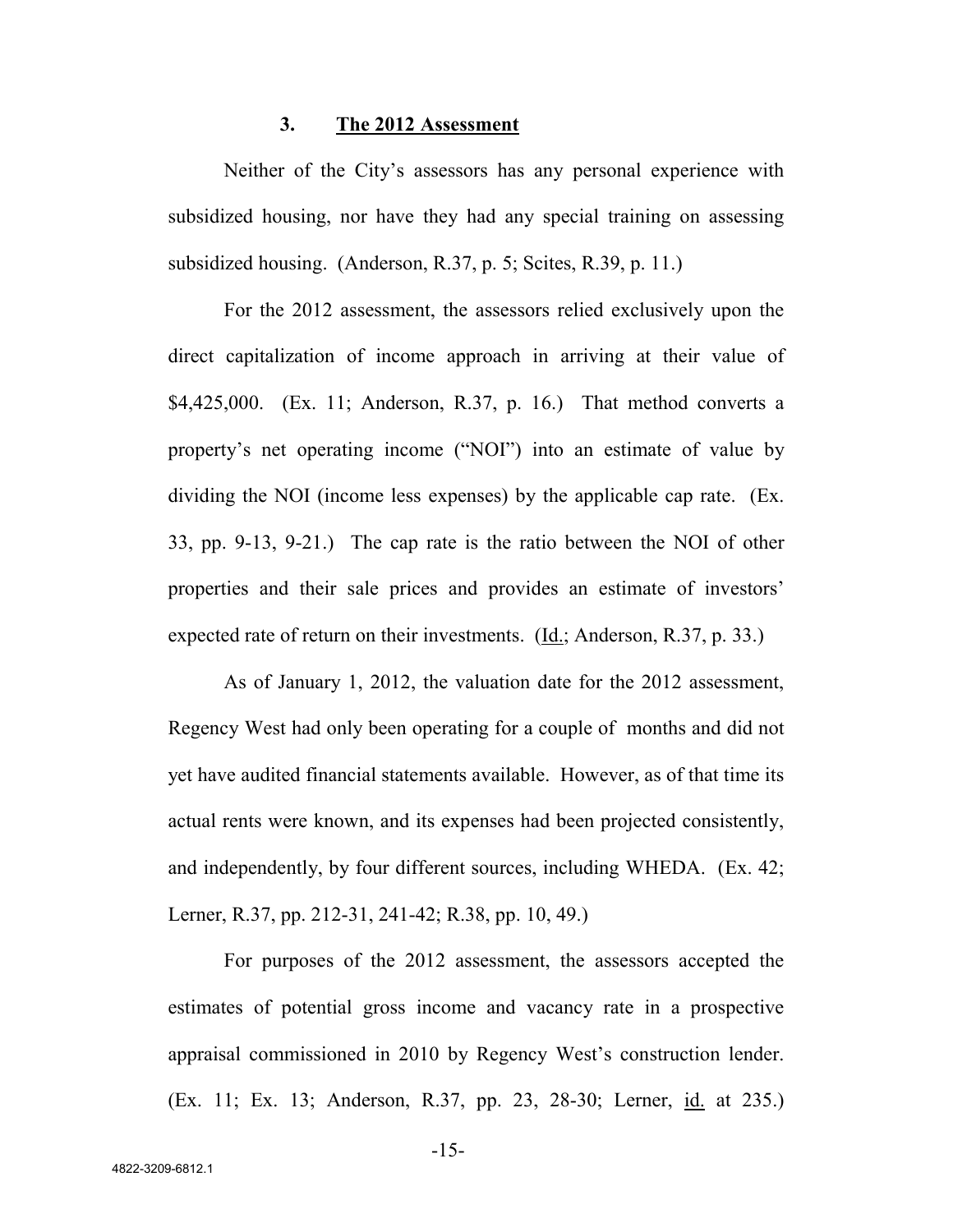### 3. **The 2012 Assessment**

Neither of the City's assessors has any personal experience with subsidized housing, nor have they had any special training on assessing subsidized housing. (Anderson, R.37, p. 5; Scites, R.39, p. 11.)

For the 2012 assessment, the assessors relied exclusively upon the direct capitalization of income approach in arriving at their value of $4,425,000. (Ex. 11; Anderson, R.37, p. 16.) That method converts a property's net operating income ("NOI") into an estimate of value by dividing the NOI (income less expenses) by the applicable cap rate. (Ex. 33, pp. 9-13, 9-21.) The cap rate is the ratio between the NOI of other properties and their sale prices and provides an estimate of investors' expected rate of return on their investments. (Id.; Anderson, R.37, p. 33.)

As of January 1, 2012, the valuation date for the 2012 assessment, Regency West had only been operating for a couple of months and did not yet have audited financial statements available. However, as of that time its actual rents were known, and its expenses had been projected consistently, and independently, by four different sources, including WHEDA. (Ex. 42; Lerner, R.37, pp. 212-31, 241-42; R.38, pp. 10, 49.)

For purposes of the 2012 assessment, the assessors accepted the estimates of potential gross income and vacancy rate in a prospective appraisal commissioned in 2010 by Regency West's construction lender. (Ex. 11; Ex. 13; Anderson, R.37, pp. 23, 28-30; Lerner, id. at 235.)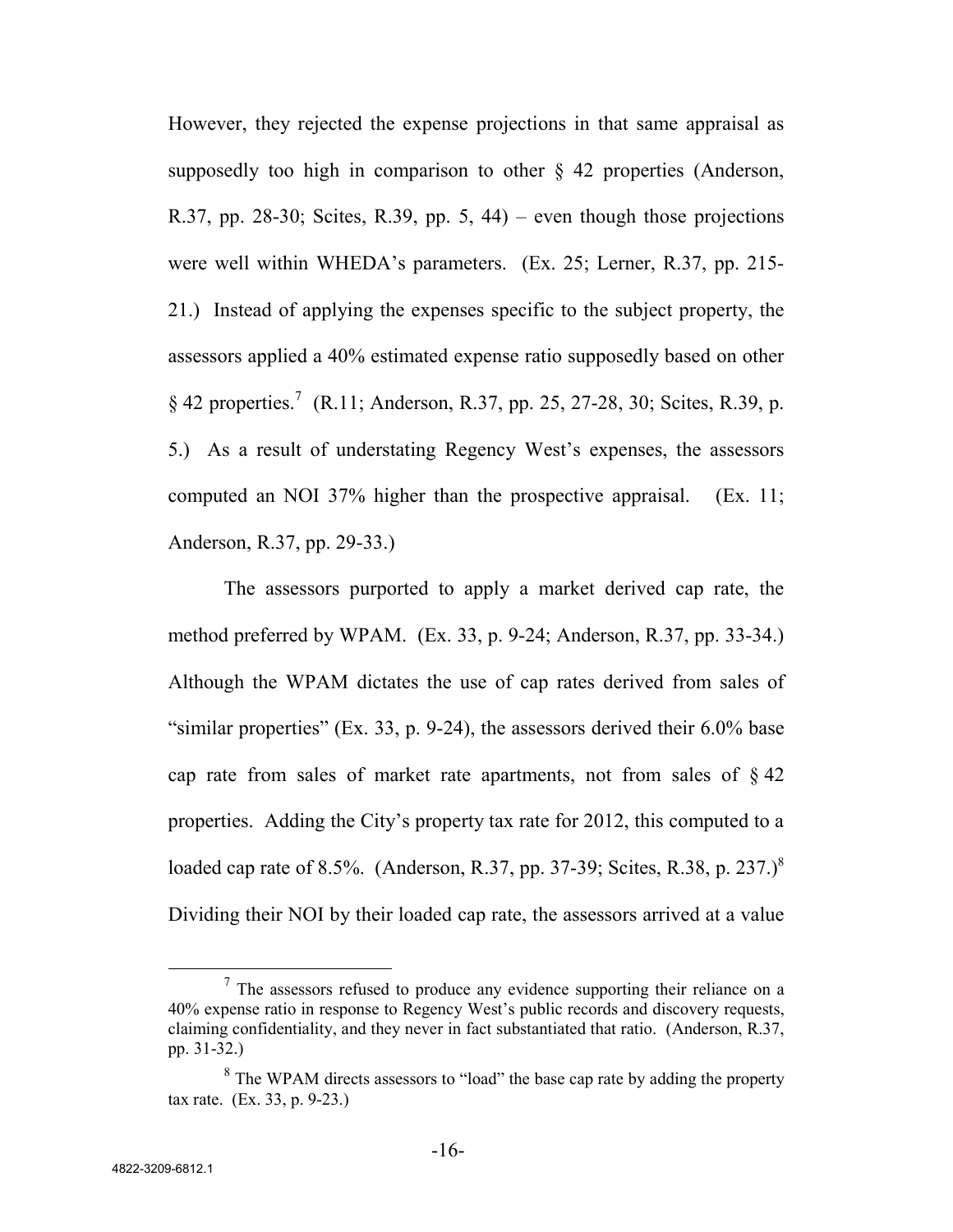However, they rejected the expense projections in that same appraisal as supposedly too high in comparison to other § 42 properties (Anderson, R.37, pp. 28-30; Scites, R.39, pp. 5, 44) – even though those projections were well within WHEDA's parameters. (Ex. 25; Lerner, R.37, pp. 215-21.) Instead of applying the expenses specific to the subject property, the assessors applied a 40% estimated expense ratio supposedly based on other § 42 properties.[7] (R.11; Anderson, R.37, pp. 25, 27-28, 30; Scites, R.39, p. 5.) As a result of understating Regency West's expenses, the assessors computed an NOI 37% higher than the prospective appraisal. (Ex. 11; Anderson, R.37, pp. 29-33.)

The assessors purported to apply a market derived cap rate, the method preferred by WPAM. (Ex. 33, p. 9-24; Anderson, R.37, pp. 33-34.) Although the WPAM dictates the use of cap rates derived from sales of "similar properties" (Ex. 33, p. 9-24), the assessors derived their 6.0% base cap rate from sales of market rate apartments, not from sales of § 42 properties. Adding the City's property tax rate for 2012, this computed to a loaded cap rate of 8.5%. (Anderson, R.37, pp. 37-39; Scites, R.38, p. 237.)[8] Dividing their NOI by their loaded cap rate, the assessors arrived at a value

[7] The assessors refused to produce any evidence supporting their reliance on a 40% expense ratio in response to Regency West's public records and discovery requests, claiming confidentiality, and they never in fact substantiated that ratio. (Anderson, R.37, pp. 31-32.)

[8] The WPAM directs assessors to "load" the base cap rate by adding the property tax rate. (Ex. 33, p. 9-23.)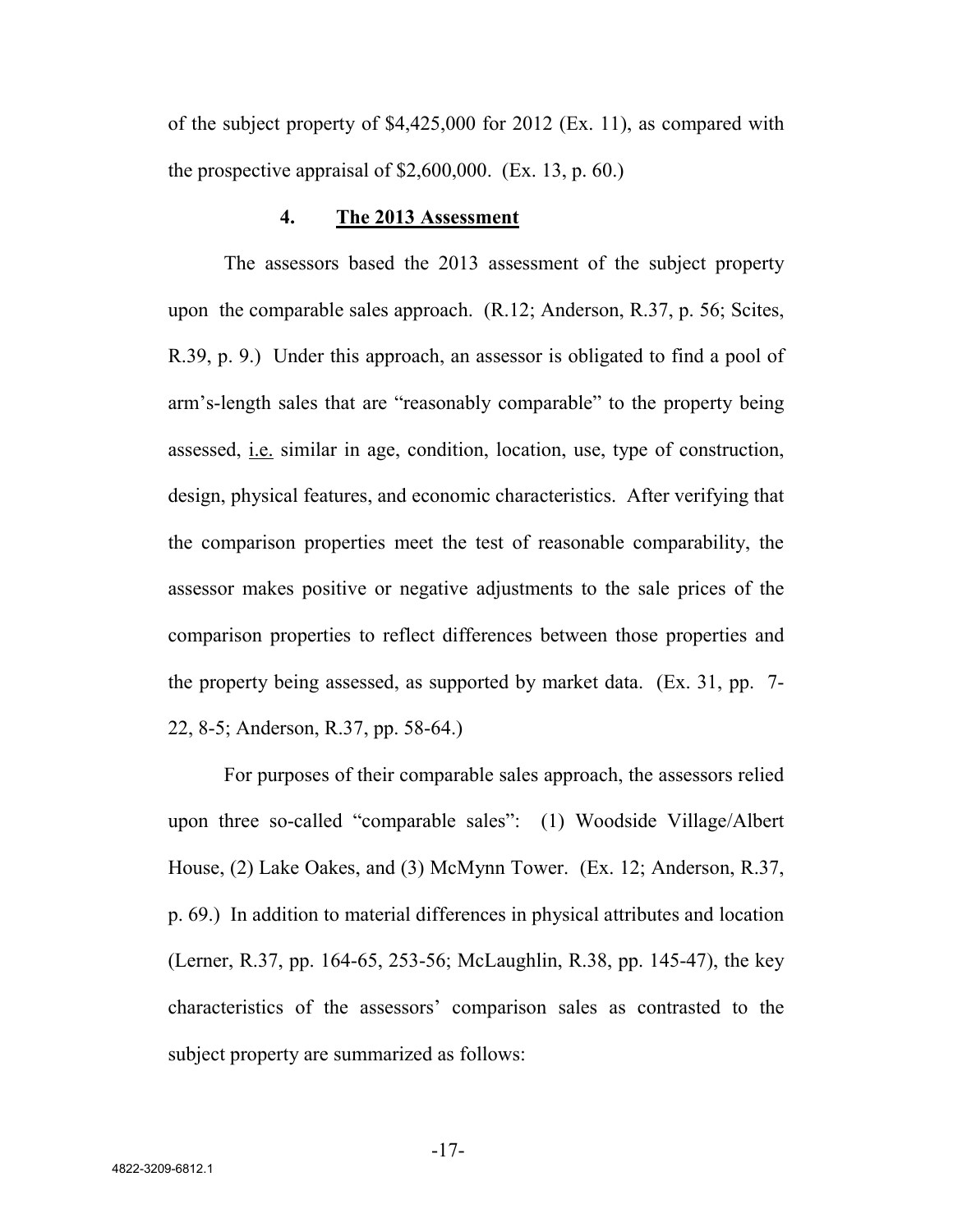of the subject property of $4,425,000 for 2012 (Ex. 11), as compared with the prospective appraisal of $2,600,000. (Ex. 13, p. 60.)

### 4. The 2013 Assessment

The assessors based the 2013 assessment of the subject property upon the comparable sales approach. (R.12; Anderson, R.37, p. 56; Scites, R.39, p. 9.) Under this approach, an assessor is obligated to find a pool of arm's-length sales that are "reasonably comparable" to the property being assessed, i.e. similar in age, condition, location, use, type of construction, design, physical features, and economic characteristics. After verifying that the comparison properties meet the test of reasonable comparability, the assessor makes positive or negative adjustments to the sale prices of the comparison properties to reflect differences between those properties and the property being assessed, as supported by market data. (Ex. 31, pp. 7-22, 8-5; Anderson, R.37, pp. 58-64.)

For purposes of their comparable sales approach, the assessors relied upon three so-called "comparable sales": (1) Woodside Village/Albert House, (2) Lake Oakes, and (3) McMynn Tower. (Ex. 12; Anderson, R.37, p. 69.) In addition to material differences in physical attributes and location (Lerner, R.37, pp. 164-65, 253-56; McLaughlin, R.38, pp. 145-47), the key characteristics of the assessors' comparison sales as contrasted to the subject property are summarized as follows: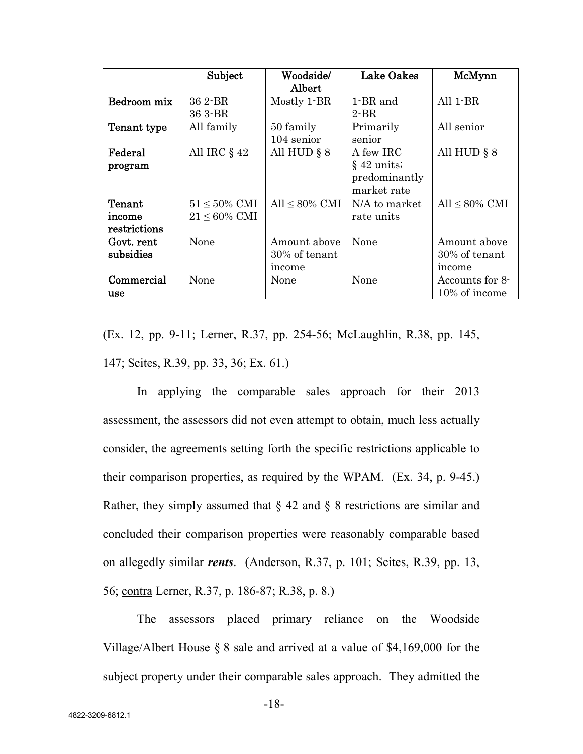| | Subject | Woodside/ Albert | Lake Oakes | McMynn |
|---|---|---|---|---|
| **Bedroom mix** | 36 2-BR 36 3-BR | Mostly 1-BR | 1-BR and 2-BR | All 1-BR |
| **Tenant type** | All family | 50 family 104 senior | Primarily senior | All senior |
| **Federal program** | All IRC § 42 | All HUD § 8 | A few IRC § 42 units; predominantly market rate | All HUD § 8 |
| **Tenant income restrictions** | 51 ≤ 50% CMI 21 ≤ 60% CMI | All ≤ 80% CMI | N/A to market rate units | All ≤ 80% CMI |
| **Govt. rent subsidies** | None | Amount above 30% of tenant income | None | Amount above 30% of tenant income |
| **Commercial use** | None | None | None | Accounts for 8-10% of income |

(Ex. 12, pp. 9-11; Lerner, R.37, pp. 254-56; McLaughlin, R.38, pp. 145, 147; Scites, R.39, pp. 33, 36; Ex. 61.)

In applying the comparable sales approach for their 2013 assessment, the assessors did not even attempt to obtain, much less actually consider, the agreements setting forth the specific restrictions applicable to their comparison properties, as required by the WPAM. (Ex. 34, p. 9-45.) Rather, they simply assumed that § 42 and § 8 restrictions are similar and concluded their comparison properties were reasonably comparable based on allegedly similar ***rents***. (Anderson, R.37, p. 101; Scites, R.39, pp. 13, 56; contra Lerner, R.37, p. 186-87; R.38, p. 8.)

The assessors placed primary reliance on the Woodside Village/Albert House § 8 sale and arrived at a value of $4,169,000 for the subject property under their comparable sales approach. They admitted the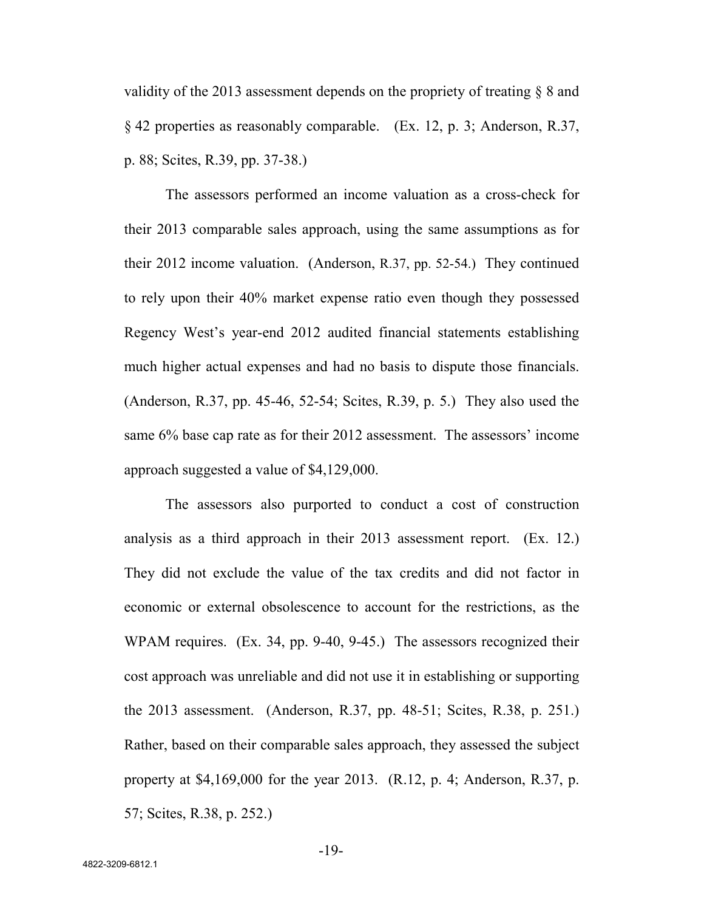validity of the 2013 assessment depends on the propriety of treating § 8 and § 42 properties as reasonably comparable. (Ex. 12, p. 3; Anderson, R.37, p. 88; Scites, R.39, pp. 37-38.)

The assessors performed an income valuation as a cross-check for their 2013 comparable sales approach, using the same assumptions as for their 2012 income valuation. (Anderson, R.37, pp. 52-54.) They continued to rely upon their 40% market expense ratio even though they possessed Regency West's year-end 2012 audited financial statements establishing much higher actual expenses and had no basis to dispute those financials. (Anderson, R.37, pp. 45-46, 52-54; Scites, R.39, p. 5.) They also used the same 6% base cap rate as for their 2012 assessment. The assessors' income approach suggested a value of $4,129,000.

The assessors also purported to conduct a cost of construction analysis as a third approach in their 2013 assessment report. (Ex. 12.) They did not exclude the value of the tax credits and did not factor in economic or external obsolescence to account for the restrictions, as the WPAM requires. (Ex. 34, pp. 9-40, 9-45.) The assessors recognized their cost approach was unreliable and did not use it in establishing or supporting the 2013 assessment. (Anderson, R.37, pp. 48-51; Scites, R.38, p. 251.) Rather, based on their comparable sales approach, they assessed the subject property at $4,169,000 for the year 2013. (R.12, p. 4; Anderson, R.37, p. 57; Scites, R.38, p. 252.)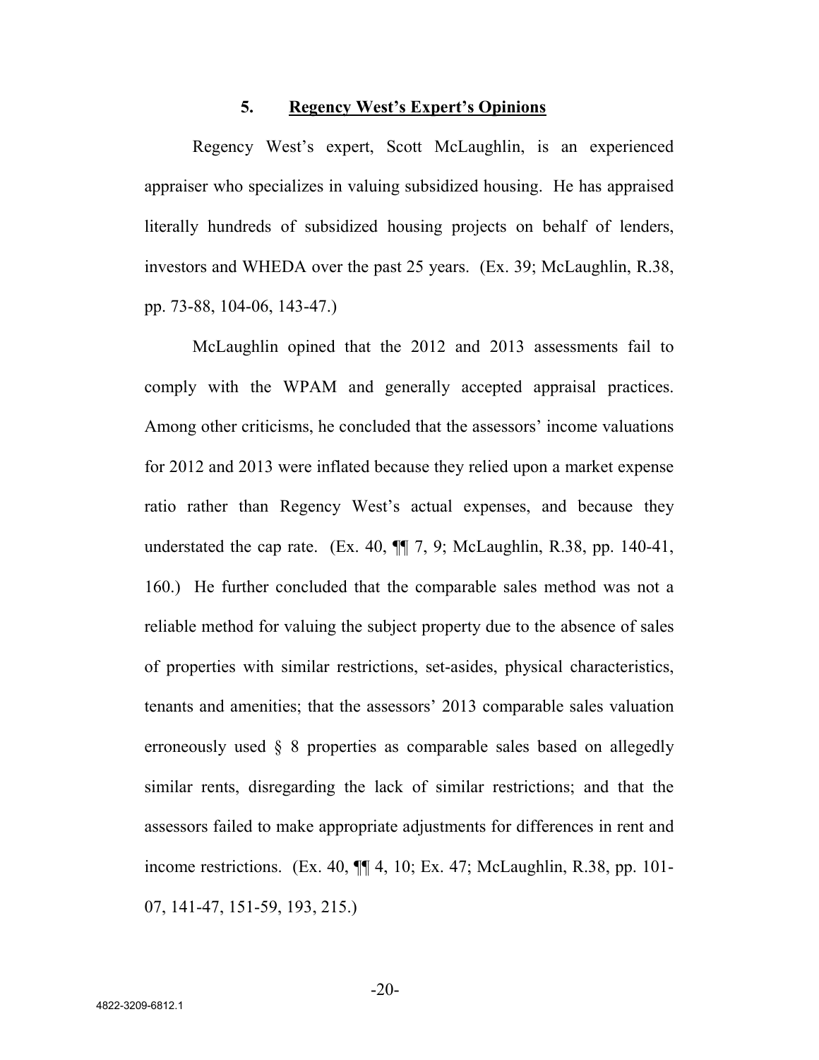### 5. Regency West's Expert's Opinions

Regency West's expert, Scott McLaughlin, is an experienced appraiser who specializes in valuing subsidized housing. He has appraised literally hundreds of subsidized housing projects on behalf of lenders, investors and WHEDA over the past 25 years. (Ex. 39; McLaughlin, R.38, pp. 73-88, 104-06, 143-47.)

McLaughlin opined that the 2012 and 2013 assessments fail to comply with the WPAM and generally accepted appraisal practices. Among other criticisms, he concluded that the assessors' income valuations for 2012 and 2013 were inflated because they relied upon a market expense ratio rather than Regency West's actual expenses, and because they understated the cap rate. (Ex. 40, ¶¶ 7, 9; McLaughlin, R.38, pp. 140-41, 160.) He further concluded that the comparable sales method was not a reliable method for valuing the subject property due to the absence of sales of properties with similar restrictions, set-asides, physical characteristics, tenants and amenities; that the assessors' 2013 comparable sales valuation erroneously used § 8 properties as comparable sales based on allegedly similar rents, disregarding the lack of similar restrictions; and that the assessors failed to make appropriate adjustments for differences in rent and income restrictions. (Ex. 40, ¶¶ 4, 10; Ex. 47; McLaughlin, R.38, pp. 101-07, 141-47, 151-59, 193, 215.)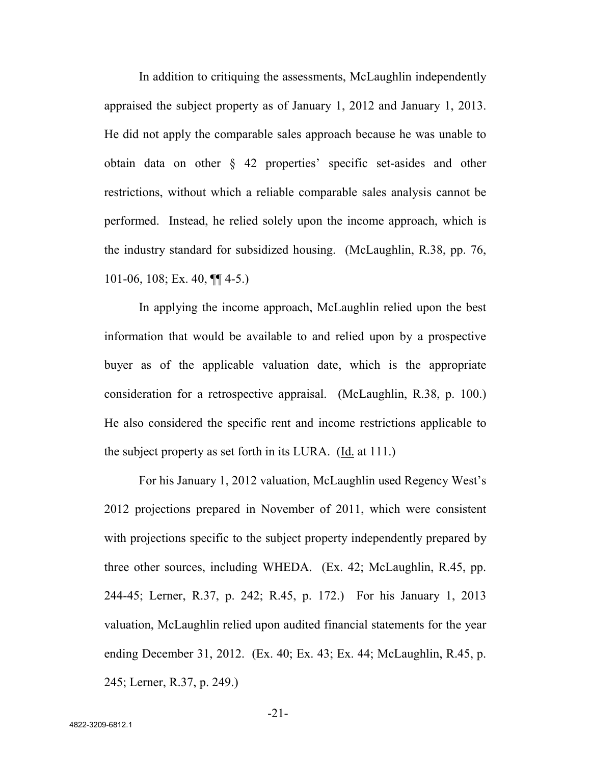In addition to critiquing the assessments, McLaughlin independently appraised the subject property as of January 1, 2012 and January 1, 2013. He did not apply the comparable sales approach because he was unable to obtain data on other § 42 properties' specific set-asides and other restrictions, without which a reliable comparable sales analysis cannot be performed. Instead, he relied solely upon the income approach, which is the industry standard for subsidized housing. (McLaughlin, R.38, pp. 76, 101-06, 108; Ex. 40, ¶¶ 4-5.)

In applying the income approach, McLaughlin relied upon the best information that would be available to and relied upon by a prospective buyer as of the applicable valuation date, which is the appropriate consideration for a retrospective appraisal. (McLaughlin, R.38, p. 100.) He also considered the specific rent and income restrictions applicable to the subject property as set forth in its LURA. (Id. at 111.)

For his January 1, 2012 valuation, McLaughlin used Regency West's 2012 projections prepared in November of 2011, which were consistent with projections specific to the subject property independently prepared by three other sources, including WHEDA. (Ex. 42; McLaughlin, R.45, pp. 244-45; Lerner, R.37, p. 242; R.45, p. 172.) For his January 1, 2013 valuation, McLaughlin relied upon audited financial statements for the year ending December 31, 2012. (Ex. 40; Ex. 43; Ex. 44; McLaughlin, R.45, p. 245; Lerner, R.37, p. 249.)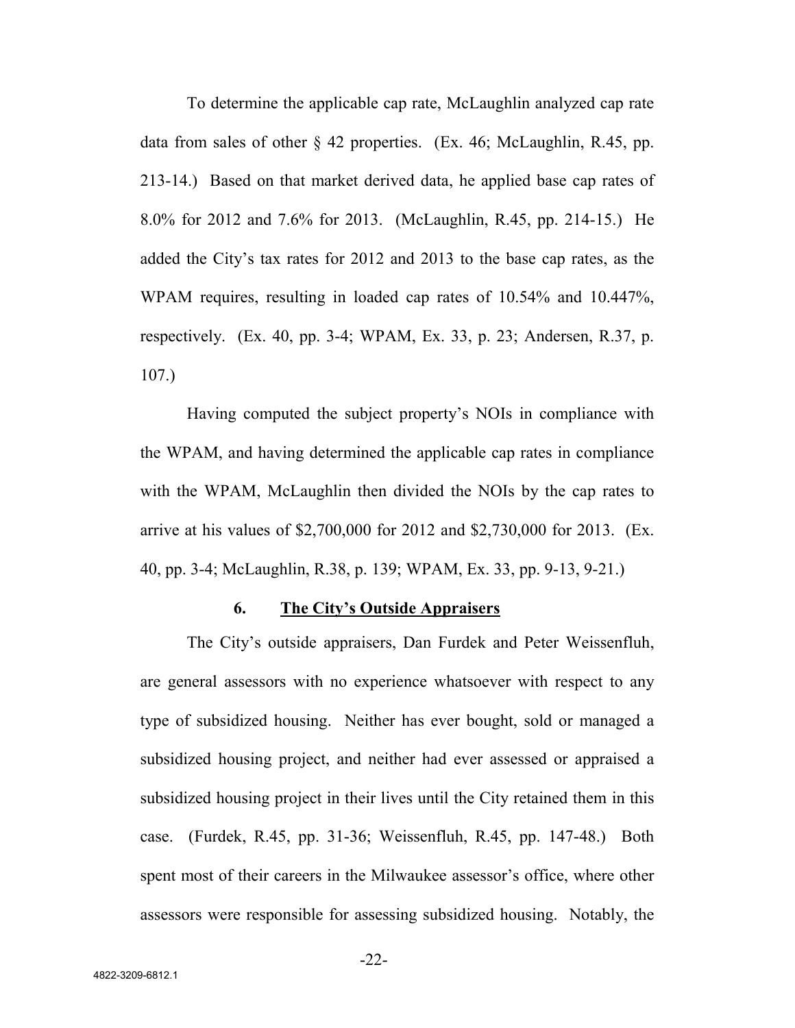To determine the applicable cap rate, McLaughlin analyzed cap rate data from sales of other § 42 properties. (Ex. 46; McLaughlin, R.45, pp. 213-14.) Based on that market derived data, he applied base cap rates of 8.0% for 2012 and 7.6% for 2013. (McLaughlin, R.45, pp. 214-15.) He added the City's tax rates for 2012 and 2013 to the base cap rates, as the WPAM requires, resulting in loaded cap rates of 10.54% and 10.447%, respectively. (Ex. 40, pp. 3-4; WPAM, Ex. 33, p. 23; Andersen, R.37, p. 107.)

Having computed the subject property's NOIs in compliance with the WPAM, and having determined the applicable cap rates in compliance with the WPAM, McLaughlin then divided the NOIs by the cap rates to arrive at his values of $2,700,000 for 2012 and $2,730,000 for 2013. (Ex. 40, pp. 3-4; McLaughlin, R.38, p. 139; WPAM, Ex. 33, pp. 9-13, 9-21.)

### 6. <u>The City's Outside Appraisers</u>

The City's outside appraisers, Dan Furdek and Peter Weissenfluh, are general assessors with no experience whatsoever with respect to any type of subsidized housing. Neither has ever bought, sold or managed a subsidized housing project, and neither had ever assessed or appraised a subsidized housing project in their lives until the City retained them in this case. (Furdek, R.45, pp. 31-36; Weissenfluh, R.45, pp. 147-48.) Both spent most of their careers in the Milwaukee assessor's office, where other assessors were responsible for assessing subsidized housing. Notably, the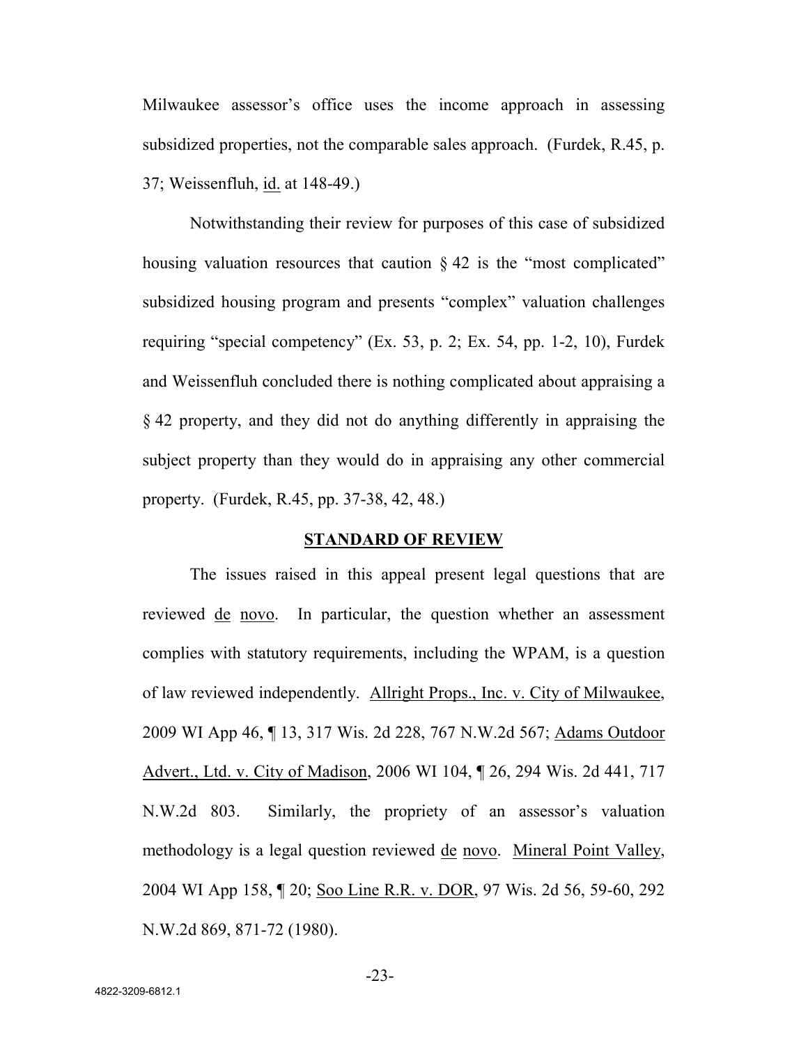Milwaukee assessor's office uses the income approach in assessing subsidized properties, not the comparable sales approach. (Furdek, R.45, p. 37; Weissenfluh, id. at 148-49.)

Notwithstanding their review for purposes of this case of subsidized housing valuation resources that caution § 42 is the "most complicated" subsidized housing program and presents "complex" valuation challenges requiring "special competency" (Ex. 53, p. 2; Ex. 54, pp. 1-2, 10), Furdek and Weissenfluh concluded there is nothing complicated about appraising a § 42 property, and they did not do anything differently in appraising the subject property than they would do in appraising any other commercial property. (Furdek, R.45, pp. 37-38, 42, 48.)

## STANDARD OF REVIEW

The issues raised in this appeal present legal questions that are reviewed de novo. In particular, the question whether an assessment complies with statutory requirements, including the WPAM, is a question of law reviewed independently. Allright Props., Inc. v. City of Milwaukee, 2009 WI App 46, ¶ 13, 317 Wis. 2d 228, 767 N.W.2d 567; Adams Outdoor Advert., Ltd. v. City of Madison, 2006 WI 104, ¶ 26, 294 Wis. 2d 441, 717 N.W.2d 803. Similarly, the propriety of an assessor's valuation methodology is a legal question reviewed de novo. Mineral Point Valley, 2004 WI App 158, ¶ 20; Soo Line R.R. v. DOR, 97 Wis. 2d 56, 59-60, 292 N.W.2d 869, 871-72 (1980).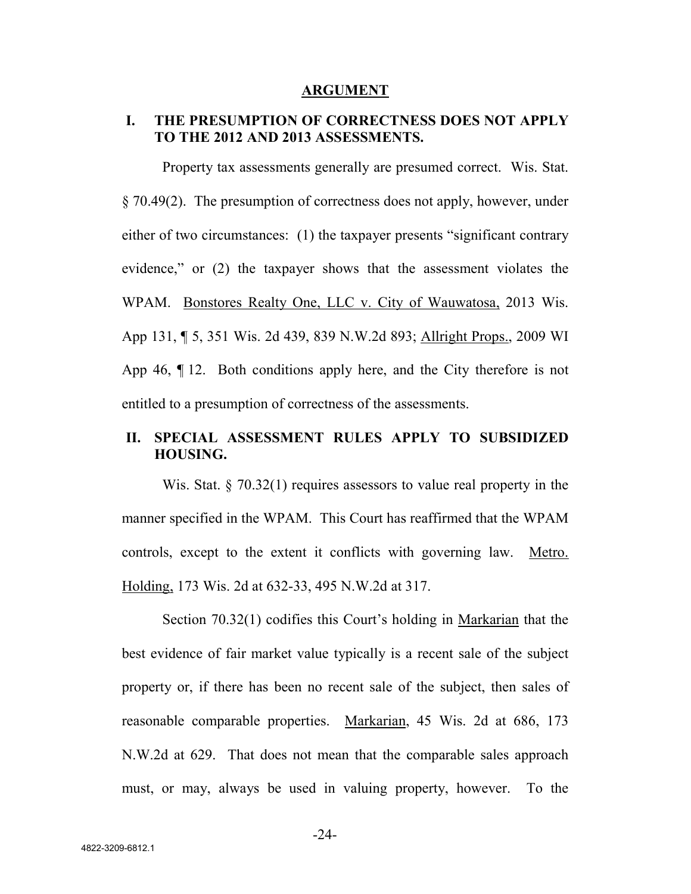## ARGUMENT

### I. THE PRESUMPTION OF CORRECTNESS DOES NOT APPLY TO THE 2012 AND 2013 ASSESSMENTS.

Property tax assessments generally are presumed correct. Wis. Stat. § 70.49(2). The presumption of correctness does not apply, however, under either of two circumstances: (1) the taxpayer presents "significant contrary evidence," or (2) the taxpayer shows that the assessment violates the WPAM. Bonstores Realty One, LLC v. City of Wauwatosa, 2013 Wis. App 131, ¶ 5, 351 Wis. 2d 439, 839 N.W.2d 893; Allright Props., 2009 WI App 46, ¶ 12. Both conditions apply here, and the City therefore is not entitled to a presumption of correctness of the assessments.

### II. SPECIAL ASSESSMENT RULES APPLY TO SUBSIDIZED HOUSING.

Wis. Stat. § 70.32(1) requires assessors to value real property in the manner specified in the WPAM. This Court has reaffirmed that the WPAM controls, except to the extent it conflicts with governing law. Metro. Holding, 173 Wis. 2d at 632-33, 495 N.W.2d at 317.

Section 70.32(1) codifies this Court's holding in Markarian that the best evidence of fair market value typically is a recent sale of the subject property or, if there has been no recent sale of the subject, then sales of reasonable comparable properties. Markarian, 45 Wis. 2d at 686, 173 N.W.2d at 629. That does not mean that the comparable sales approach must, or may, always be used in valuing property, however. To the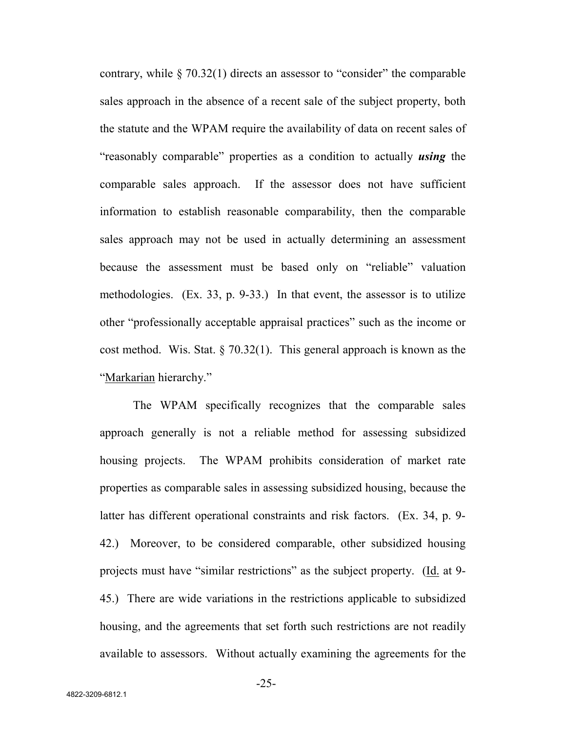contrary, while § 70.32(1) directs an assessor to "consider" the comparable sales approach in the absence of a recent sale of the subject property, both the statute and the WPAM require the availability of data on recent sales of "reasonably comparable" properties as a condition to actually ***using*** the comparable sales approach. If the assessor does not have sufficient information to establish reasonable comparability, then the comparable sales approach may not be used in actually determining an assessment because the assessment must be based only on "reliable" valuation methodologies. (Ex. 33, p. 9-33.) In that event, the assessor is to utilize other "professionally acceptable appraisal practices" such as the income or cost method. Wis. Stat. § 70.32(1). This general approach is known as the "Markarian hierarchy."

The WPAM specifically recognizes that the comparable sales approach generally is not a reliable method for assessing subsidized housing projects. The WPAM prohibits consideration of market rate properties as comparable sales in assessing subsidized housing, because the latter has different operational constraints and risk factors. (Ex. 34, p. 9-42.) Moreover, to be considered comparable, other subsidized housing projects must have "similar restrictions" as the subject property. (Id. at 9-45.) There are wide variations in the restrictions applicable to subsidized housing, and the agreements that set forth such restrictions are not readily available to assessors. Without actually examining the agreements for the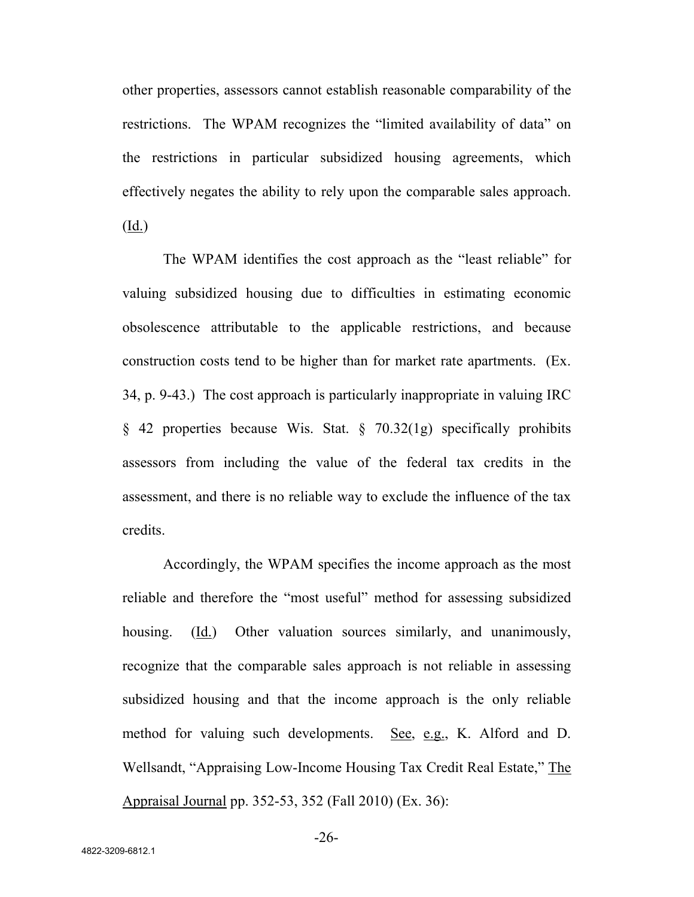other properties, assessors cannot establish reasonable comparability of the restrictions. The WPAM recognizes the "limited availability of data" on the restrictions in particular subsidized housing agreements, which effectively negates the ability to rely upon the comparable sales approach. (Id.)

The WPAM identifies the cost approach as the "least reliable" for valuing subsidized housing due to difficulties in estimating economic obsolescence attributable to the applicable restrictions, and because construction costs tend to be higher than for market rate apartments. (Ex. 34, p. 9-43.) The cost approach is particularly inappropriate in valuing IRC § 42 properties because Wis. Stat. § 70.32(1g) specifically prohibits assessors from including the value of the federal tax credits in the assessment, and there is no reliable way to exclude the influence of the tax credits.

Accordingly, the WPAM specifies the income approach as the most reliable and therefore the "most useful" method for assessing subsidized housing. (Id.) Other valuation sources similarly, and unanimously, recognize that the comparable sales approach is not reliable in assessing subsidized housing and that the income approach is the only reliable method for valuing such developments. See, e.g., K. Alford and D. Wellsandt, "Appraising Low-Income Housing Tax Credit Real Estate," The Appraisal Journal pp. 352-53, 352 (Fall 2010) (Ex. 36):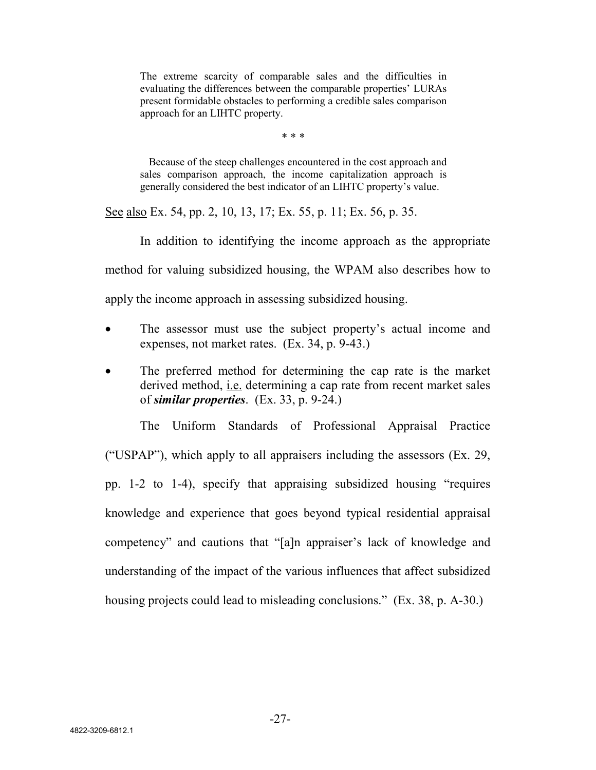> The extreme scarcity of comparable sales and the difficulties in evaluating the differences between the comparable properties' LURAs present formidable obstacles to performing a credible sales comparison approach for an LIHTC property.
>
> \* \* \*
>
> Because of the steep challenges encountered in the cost approach and sales comparison approach, the income capitalization approach is generally considered the best indicator of an LIHTC property's value.

See also Ex. 54, pp. 2, 10, 13, 17; Ex. 55, p. 11; Ex. 56, p. 35.

In addition to identifying the income approach as the appropriate method for valuing subsidized housing, the WPAM also describes how to apply the income approach in assessing subsidized housing.

- The assessor must use the subject property's actual income and expenses, not market rates. (Ex. 34, p. 9-43.)
- The preferred method for determining the cap rate is the market derived method, i.e. determining a cap rate from recent market sales of ***similar properties***. (Ex. 33, p. 9-24.)

The Uniform Standards of Professional Appraisal Practice ("USPAP"), which apply to all appraisers including the assessors (Ex. 29, pp. 1-2 to 1-4), specify that appraising subsidized housing "requires knowledge and experience that goes beyond typical residential appraisal competency" and cautions that "[a]n appraiser's lack of knowledge and understanding of the impact of the various influences that affect subsidized housing projects could lead to misleading conclusions." (Ex. 38, p. A-30.)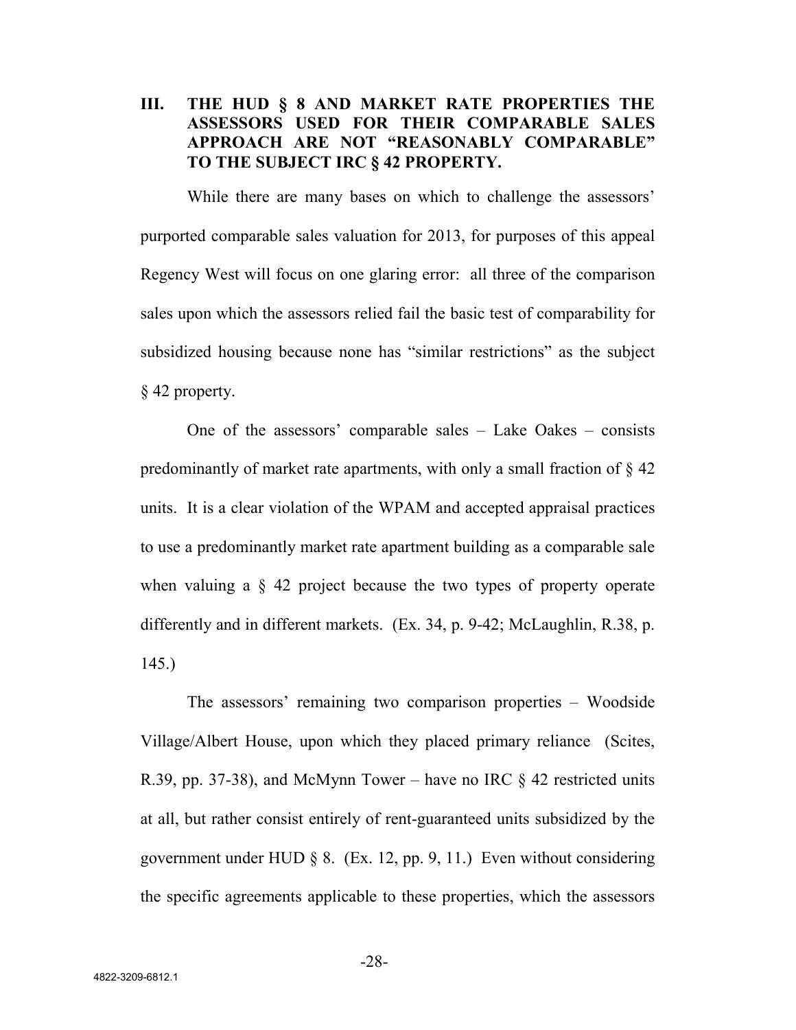## III. THE HUD § 8 AND MARKET RATE PROPERTIES THE ASSESSORS USED FOR THEIR COMPARABLE SALES APPROACH ARE NOT "REASONABLY COMPARABLE" TO THE SUBJECT IRC § 42 PROPERTY.

While there are many bases on which to challenge the assessors' purported comparable sales valuation for 2013, for purposes of this appeal Regency West will focus on one glaring error: all three of the comparison sales upon which the assessors relied fail the basic test of comparability for subsidized housing because none has "similar restrictions" as the subject § 42 property.

One of the assessors' comparable sales – Lake Oakes – consists predominantly of market rate apartments, with only a small fraction of § 42 units. It is a clear violation of the WPAM and accepted appraisal practices to use a predominantly market rate apartment building as a comparable sale when valuing a § 42 project because the two types of property operate differently and in different markets. (Ex. 34, p. 9-42; McLaughlin, R.38, p. 145.)

The assessors' remaining two comparison properties – Woodside Village/Albert House, upon which they placed primary reliance (Scites, R.39, pp. 37-38), and McMynn Tower – have no IRC § 42 restricted units at all, but rather consist entirely of rent-guaranteed units subsidized by the government under HUD § 8. (Ex. 12, pp. 9, 11.) Even without considering the specific agreements applicable to these properties, which the assessors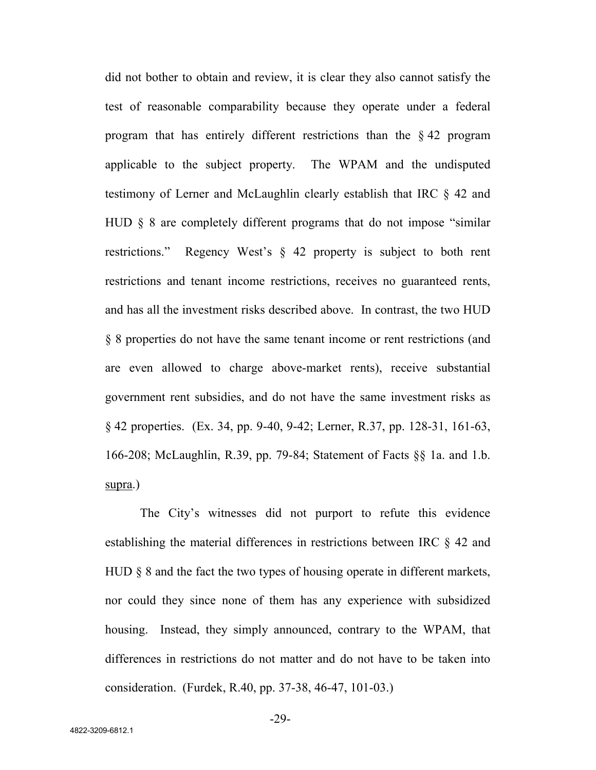did not bother to obtain and review, it is clear they also cannot satisfy the test of reasonable comparability because they operate under a federal program that has entirely different restrictions than the § 42 program applicable to the subject property. The WPAM and the undisputed testimony of Lerner and McLaughlin clearly establish that IRC § 42 and HUD § 8 are completely different programs that do not impose "similar restrictions." Regency West's § 42 property is subject to both rent restrictions and tenant income restrictions, receives no guaranteed rents, and has all the investment risks described above. In contrast, the two HUD § 8 properties do not have the same tenant income or rent restrictions (and are even allowed to charge above-market rents), receive substantial government rent subsidies, and do not have the same investment risks as § 42 properties. (Ex. 34, pp. 9-40, 9-42; Lerner, R.37, pp. 128-31, 161-63, 166-208; McLaughlin, R.39, pp. 79-84; Statement of Facts §§ 1a. and 1.b. supra.)

The City's witnesses did not purport to refute this evidence establishing the material differences in restrictions between IRC § 42 and HUD § 8 and the fact the two types of housing operate in different markets, nor could they since none of them has any experience with subsidized housing. Instead, they simply announced, contrary to the WPAM, that differences in restrictions do not matter and do not have to be taken into consideration. (Furdek, R.40, pp. 37-38, 46-47, 101-03.)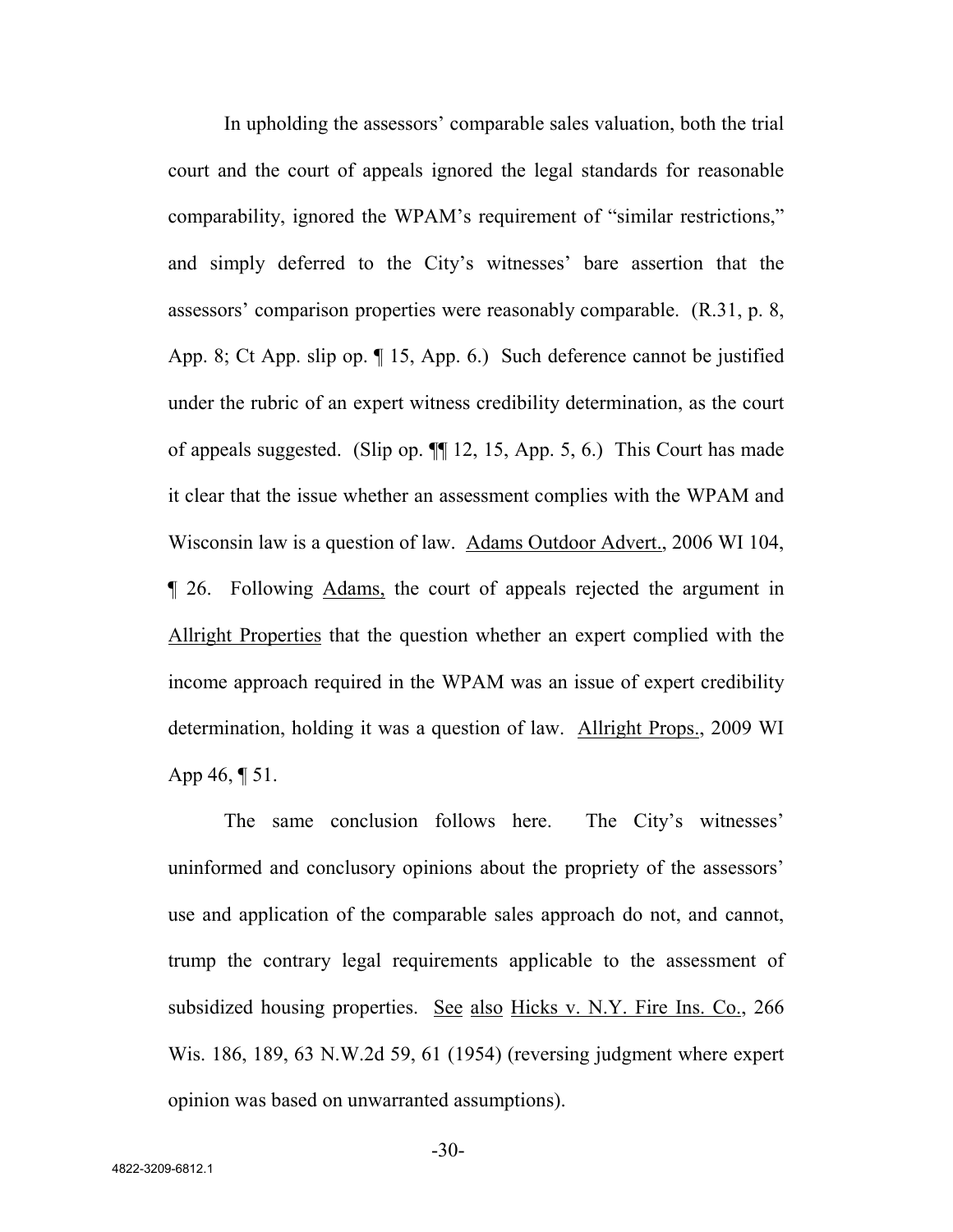In upholding the assessors' comparable sales valuation, both the trial court and the court of appeals ignored the legal standards for reasonable comparability, ignored the WPAM's requirement of "similar restrictions," and simply deferred to the City's witnesses' bare assertion that the assessors' comparison properties were reasonably comparable. (R.31, p. 8, App. 8; Ct App. slip op. ¶ 15, App. 6.) Such deference cannot be justified under the rubric of an expert witness credibility determination, as the court of appeals suggested. (Slip op. ¶¶ 12, 15, App. 5, 6.) This Court has made it clear that the issue whether an assessment complies with the WPAM and Wisconsin law is a question of law. Adams Outdoor Advert., 2006 WI 104, ¶ 26. Following Adams, the court of appeals rejected the argument in Allright Properties that the question whether an expert complied with the income approach required in the WPAM was an issue of expert credibility determination, holding it was a question of law. Allright Props., 2009 WI App 46, ¶ 51.

The same conclusion follows here. The City's witnesses' uninformed and conclusory opinions about the propriety of the assessors' use and application of the comparable sales approach do not, and cannot, trump the contrary legal requirements applicable to the assessment of subsidized housing properties. See also Hicks v. N.Y. Fire Ins. Co., 266 Wis. 186, 189, 63 N.W.2d 59, 61 (1954) (reversing judgment where expert opinion was based on unwarranted assumptions).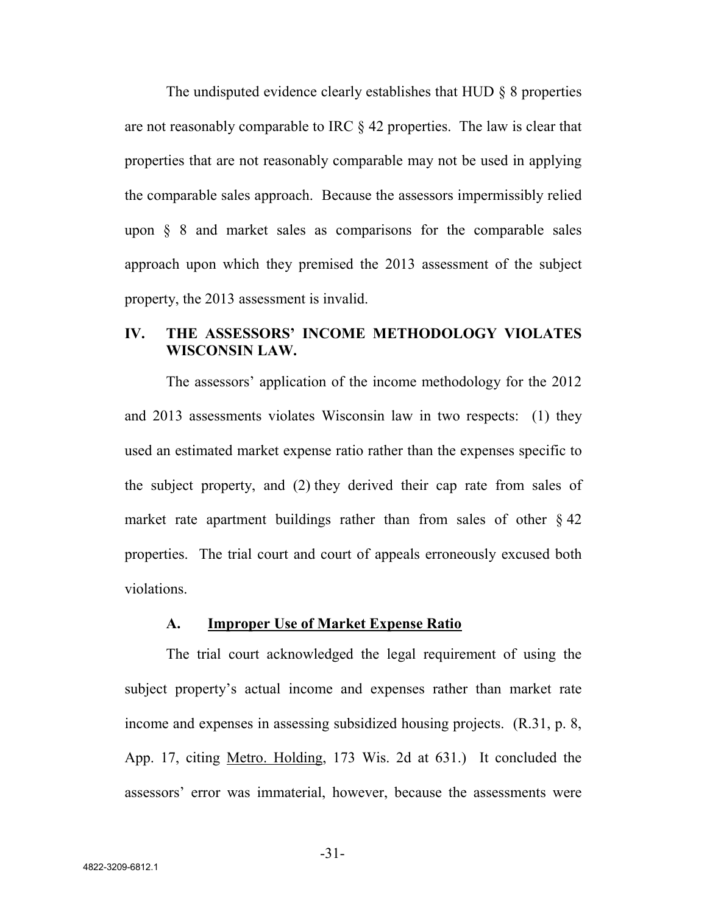The undisputed evidence clearly establishes that HUD § 8 properties are not reasonably comparable to IRC § 42 properties. The law is clear that properties that are not reasonably comparable may not be used in applying the comparable sales approach. Because the assessors impermissibly relied upon § 8 and market sales as comparisons for the comparable sales approach upon which they premised the 2013 assessment of the subject property, the 2013 assessment is invalid.

## IV. THE ASSESSORS' INCOME METHODOLOGY VIOLATES WISCONSIN LAW.

The assessors' application of the income methodology for the 2012 and 2013 assessments violates Wisconsin law in two respects: (1) they used an estimated market expense ratio rather than the expenses specific to the subject property, and (2) they derived their cap rate from sales of market rate apartment buildings rather than from sales of other § 42 properties. The trial court and court of appeals erroneously excused both violations.

### A. Improper Use of Market Expense Ratio

The trial court acknowledged the legal requirement of using the subject property's actual income and expenses rather than market rate income and expenses in assessing subsidized housing projects. (R.31, p. 8, App. 17, citing Metro. Holding, 173 Wis. 2d at 631.) It concluded the assessors' error was immaterial, however, because the assessments were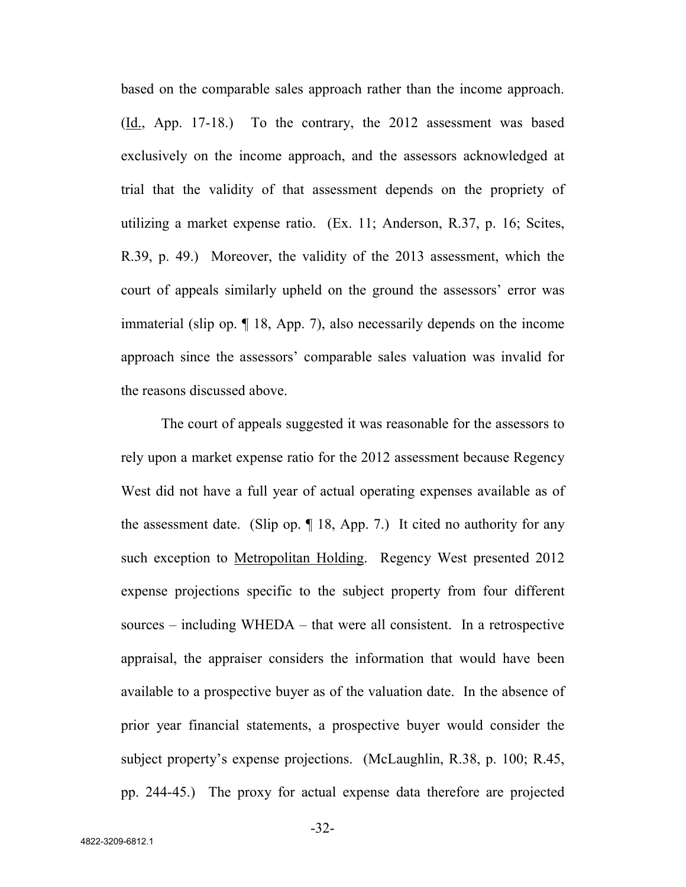based on the comparable sales approach rather than the income approach. (Id., App. 17-18.) To the contrary, the 2012 assessment was based exclusively on the income approach, and the assessors acknowledged at trial that the validity of that assessment depends on the propriety of utilizing a market expense ratio. (Ex. 11; Anderson, R.37, p. 16; Scites, R.39, p. 49.) Moreover, the validity of the 2013 assessment, which the court of appeals similarly upheld on the ground the assessors' error was immaterial (slip op. ¶ 18, App. 7), also necessarily depends on the income approach since the assessors' comparable sales valuation was invalid for the reasons discussed above.

The court of appeals suggested it was reasonable for the assessors to rely upon a market expense ratio for the 2012 assessment because Regency West did not have a full year of actual operating expenses available as of the assessment date. (Slip op. ¶ 18, App. 7.) It cited no authority for any such exception to Metropolitan Holding. Regency West presented 2012 expense projections specific to the subject property from four different sources – including WHEDA – that were all consistent. In a retrospective appraisal, the appraiser considers the information that would have been available to a prospective buyer as of the valuation date. In the absence of prior year financial statements, a prospective buyer would consider the subject property's expense projections. (McLaughlin, R.38, p. 100; R.45, pp. 244-45.) The proxy for actual expense data therefore are projected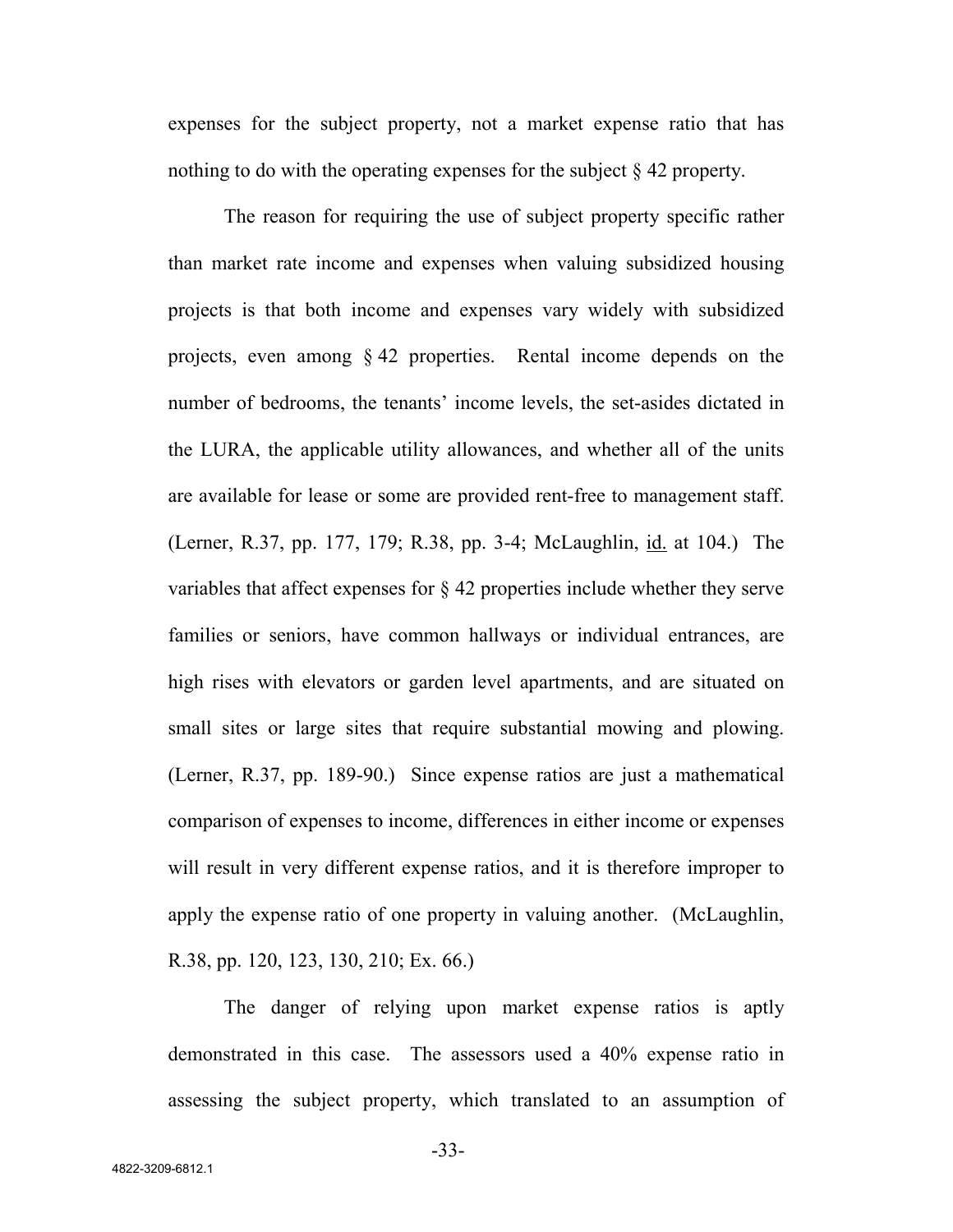expenses for the subject property, not a market expense ratio that has nothing to do with the operating expenses for the subject § 42 property.

The reason for requiring the use of subject property specific rather than market rate income and expenses when valuing subsidized housing projects is that both income and expenses vary widely with subsidized projects, even among § 42 properties. Rental income depends on the number of bedrooms, the tenants' income levels, the set-asides dictated in the LURA, the applicable utility allowances, and whether all of the units are available for lease or some are provided rent-free to management staff. (Lerner, R.37, pp. 177, 179; R.38, pp. 3-4; McLaughlin, id. at 104.) The variables that affect expenses for § 42 properties include whether they serve families or seniors, have common hallways or individual entrances, are high rises with elevators or garden level apartments, and are situated on small sites or large sites that require substantial mowing and plowing. (Lerner, R.37, pp. 189-90.) Since expense ratios are just a mathematical comparison of expenses to income, differences in either income or expenses will result in very different expense ratios, and it is therefore improper to apply the expense ratio of one property in valuing another. (McLaughlin, R.38, pp. 120, 123, 130, 210; Ex. 66.)

The danger of relying upon market expense ratios is aptly demonstrated in this case. The assessors used a 40% expense ratio in assessing the subject property, which translated to an assumption of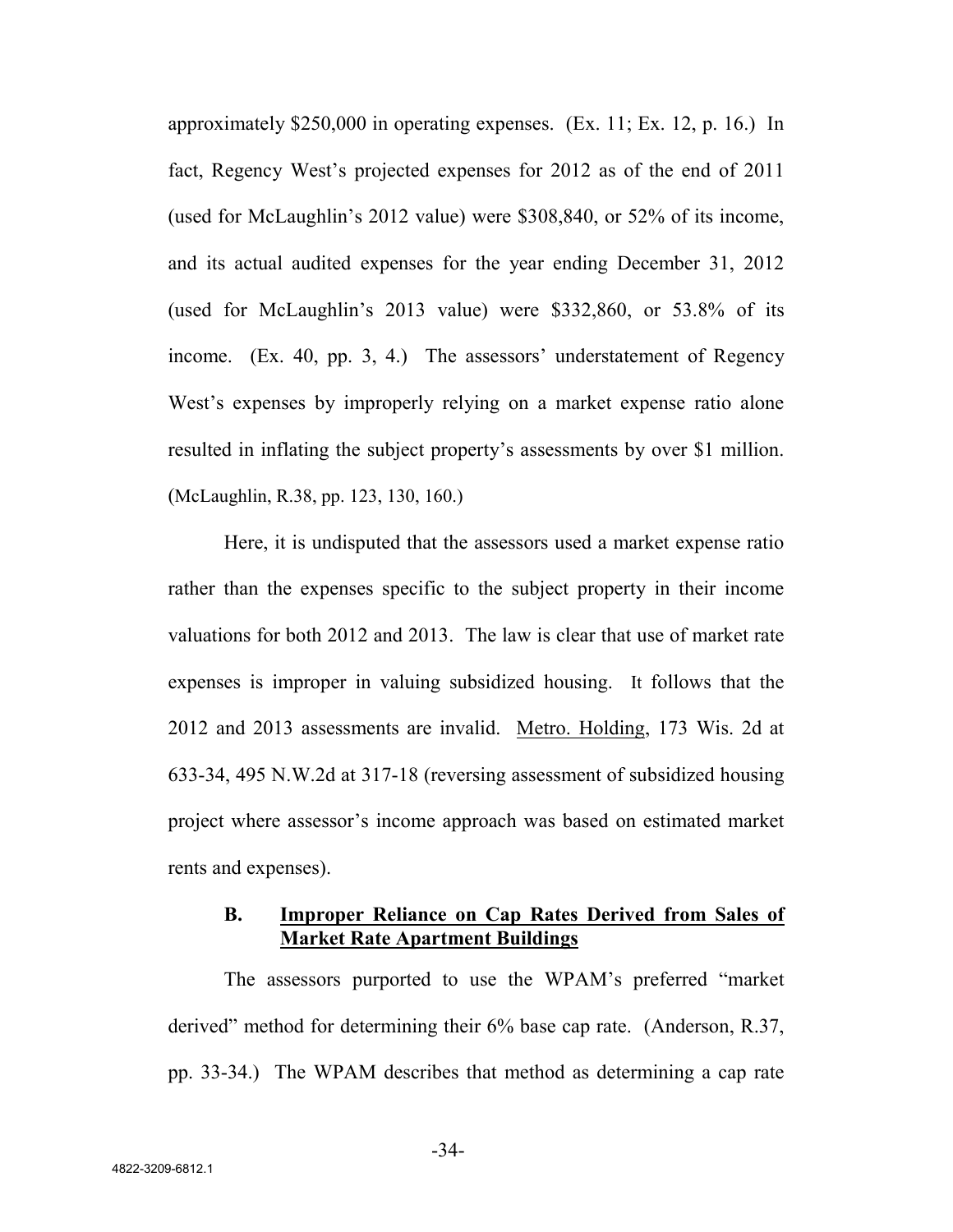approximately $250,000 in operating expenses. (Ex. 11; Ex. 12, p. 16.) In fact, Regency West's projected expenses for 2012 as of the end of 2011 (used for McLaughlin's 2012 value) were $308,840, or 52% of its income, and its actual audited expenses for the year ending December 31, 2012 (used for McLaughlin's 2013 value) were $332,860, or 53.8% of its income. (Ex. 40, pp. 3, 4.) The assessors' understatement of Regency West's expenses by improperly relying on a market expense ratio alone resulted in inflating the subject property's assessments by over $1 million. (McLaughlin, R.38, pp. 123, 130, 160.)

Here, it is undisputed that the assessors used a market expense ratio rather than the expenses specific to the subject property in their income valuations for both 2012 and 2013. The law is clear that use of market rate expenses is improper in valuing subsidized housing. It follows that the 2012 and 2013 assessments are invalid. <u>Metro. Holding</u>, 173 Wis. 2d at 633-34, 495 N.W.2d at 317-18 (reversing assessment of subsidized housing project where assessor's income approach was based on estimated market rents and expenses).

### B. <u>Improper Reliance on Cap Rates Derived from Sales of Market Rate Apartment Buildings</u>

The assessors purported to use the WPAM's preferred "market derived" method for determining their 6% base cap rate. (Anderson, R.37, pp. 33-34.) The WPAM describes that method as determining a cap rate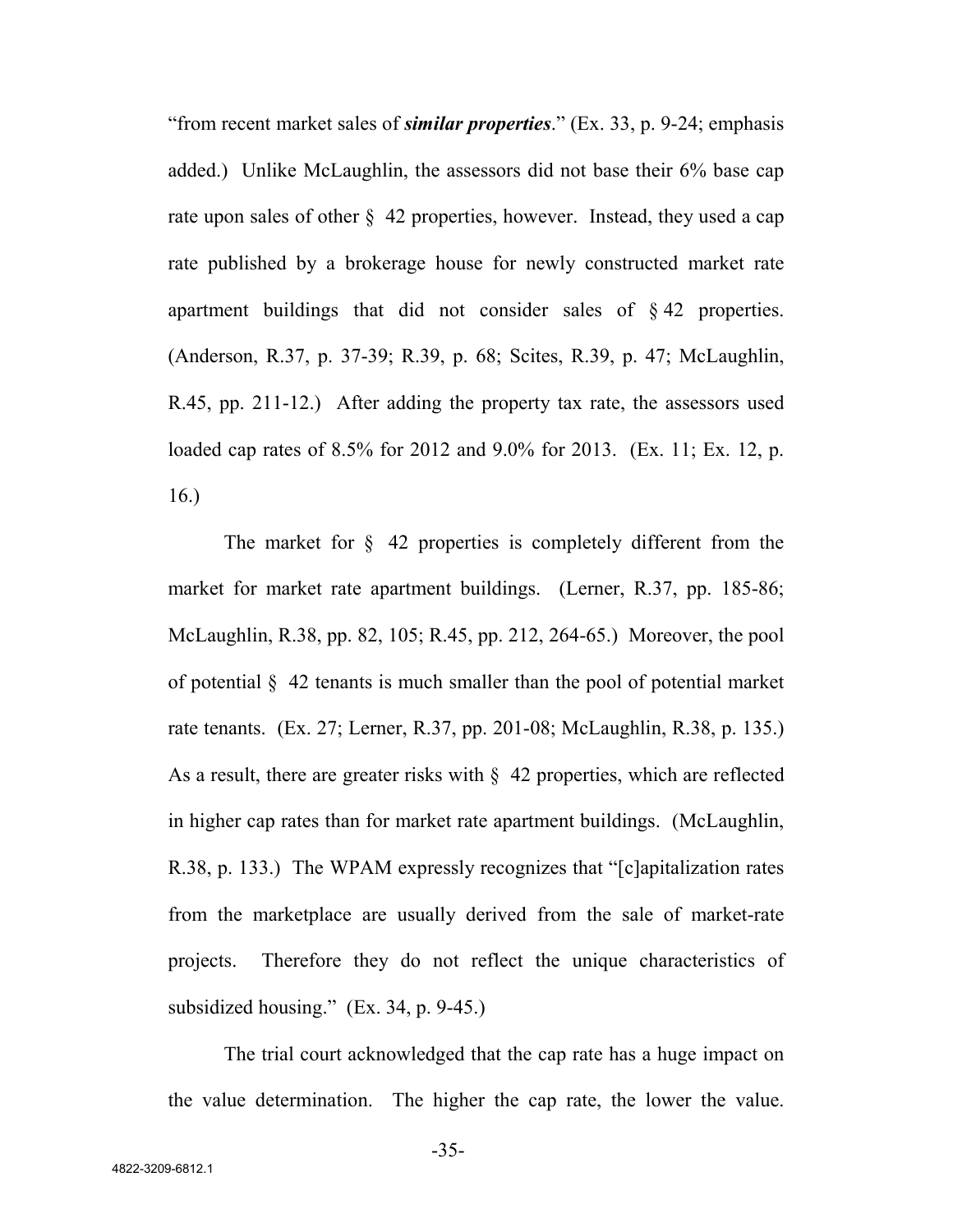"from recent market sales of ***similar properties***." (Ex. 33, p. 9-24; emphasis added.) Unlike McLaughlin, the assessors did not base their 6% base cap rate upon sales of other § 42 properties, however. Instead, they used a cap rate published by a brokerage house for newly constructed market rate apartment buildings that did not consider sales of § 42 properties. (Anderson, R.37, p. 37-39; R.39, p. 68; Scites, R.39, p. 47; McLaughlin, R.45, pp. 211-12.) After adding the property tax rate, the assessors used loaded cap rates of 8.5% for 2012 and 9.0% for 2013. (Ex. 11; Ex. 12, p. 16.)

The market for § 42 properties is completely different from the market for market rate apartment buildings. (Lerner, R.37, pp. 185-86; McLaughlin, R.38, pp. 82, 105; R.45, pp. 212, 264-65.) Moreover, the pool of potential § 42 tenants is much smaller than the pool of potential market rate tenants. (Ex. 27; Lerner, R.37, pp. 201-08; McLaughlin, R.38, p. 135.) As a result, there are greater risks with § 42 properties, which are reflected in higher cap rates than for market rate apartment buildings. (McLaughlin, R.38, p. 133.) The WPAM expressly recognizes that "[c]apitalization rates from the marketplace are usually derived from the sale of market-rate projects. Therefore they do not reflect the unique characteristics of subsidized housing." (Ex. 34, p. 9-45.)

The trial court acknowledged that the cap rate has a huge impact on the value determination. The higher the cap rate, the lower the value.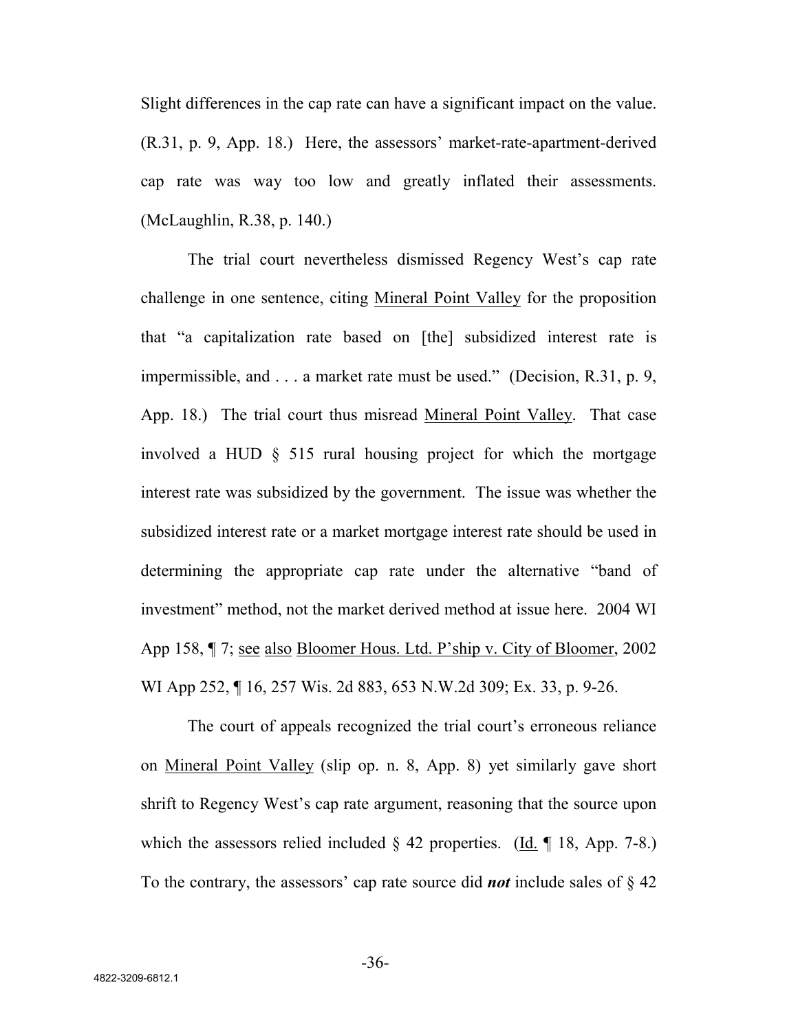Slight differences in the cap rate can have a significant impact on the value. (R.31, p. 9, App. 18.) Here, the assessors' market-rate-apartment-derived cap rate was way too low and greatly inflated their assessments. (McLaughlin, R.38, p. 140.)

The trial court nevertheless dismissed Regency West's cap rate challenge in one sentence, citing Mineral Point Valley for the proposition that "a capitalization rate based on [the] subsidized interest rate is impermissible, and . . . a market rate must be used." (Decision, R.31, p. 9, App. 18.) The trial court thus misread Mineral Point Valley. That case involved a HUD § 515 rural housing project for which the mortgage interest rate was subsidized by the government. The issue was whether the subsidized interest rate or a market mortgage interest rate should be used in determining the appropriate cap rate under the alternative "band of investment" method, not the market derived method at issue here. 2004 WI App 158, ¶ 7; see also Bloomer Hous. Ltd. P'ship v. City of Bloomer, 2002 WI App 252, ¶ 16, 257 Wis. 2d 883, 653 N.W.2d 309; Ex. 33, p. 9-26.

The court of appeals recognized the trial court's erroneous reliance on Mineral Point Valley (slip op. n. 8, App. 8) yet similarly gave short shrift to Regency West's cap rate argument, reasoning that the source upon which the assessors relied included § 42 properties. (Id. ¶ 18, App. 7-8.) To the contrary, the assessors' cap rate source did ***not*** include sales of § 42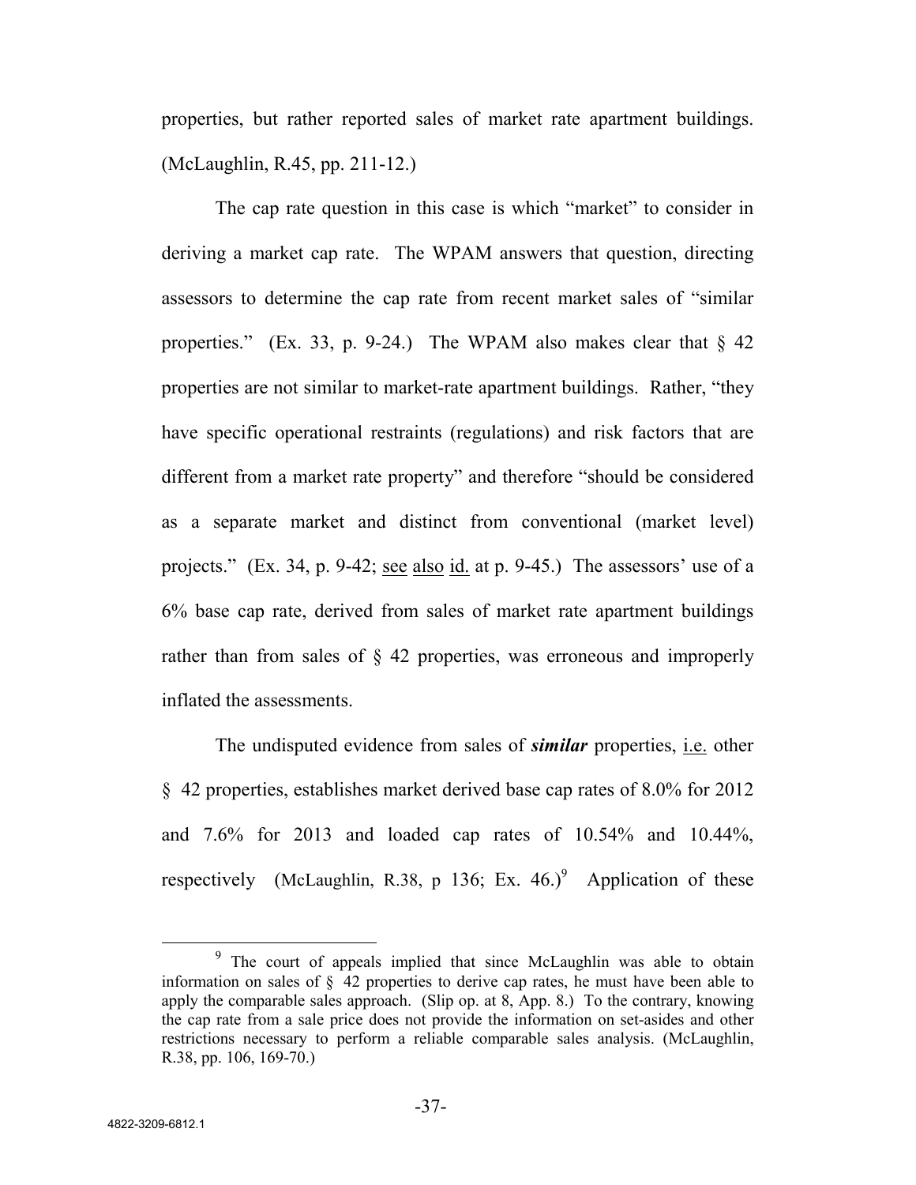properties, but rather reported sales of market rate apartment buildings. (McLaughlin, R.45, pp. 211-12.)

The cap rate question in this case is which "market" to consider in deriving a market cap rate. The WPAM answers that question, directing assessors to determine the cap rate from recent market sales of "similar properties." (Ex. 33, p. 9-24.) The WPAM also makes clear that § 42 properties are not similar to market-rate apartment buildings. Rather, "they have specific operational restraints (regulations) and risk factors that are different from a market rate property" and therefore "should be considered as a separate market and distinct from conventional (market level) projects." (Ex. 34, p. 9-42; see also id. at p. 9-45.) The assessors' use of a 6% base cap rate, derived from sales of market rate apartment buildings rather than from sales of § 42 properties, was erroneous and improperly inflated the assessments.

The undisputed evidence from sales of ***similar*** properties, i.e. other § 42 properties, establishes market derived base cap rates of 8.0% for 2012 and 7.6% for 2013 and loaded cap rates of 10.54% and 10.44%, respectively (McLaughlin, R.38, p 136; Ex. 46.)[9] Application of these

[9] The court of appeals implied that since McLaughlin was able to obtain information on sales of § 42 properties to derive cap rates, he must have been able to apply the comparable sales approach. (Slip op. at 8, App. 8.) To the contrary, knowing the cap rate from a sale price does not provide the information on set-asides and other restrictions necessary to perform a reliable comparable sales analysis. (McLaughlin, R.38, pp. 106, 169-70.)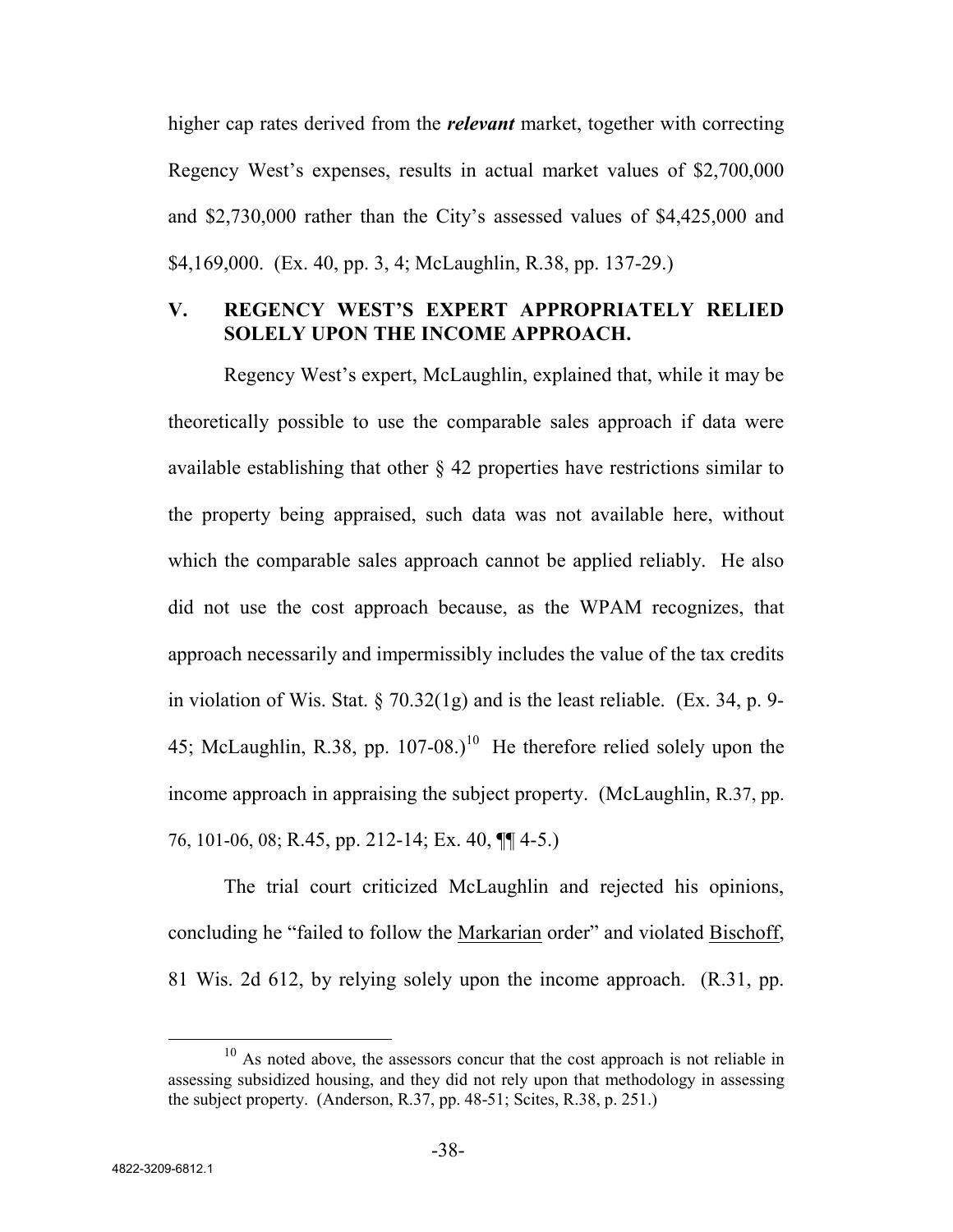higher cap rates derived from the ***relevant*** market, together with correcting Regency West's expenses, results in actual market values of $2,700,000 and $2,730,000 rather than the City's assessed values of $4,425,000 and $4,169,000. (Ex. 40, pp. 3, 4; McLaughlin, R.38, pp. 137-29.)

## V. REGENCY WEST'S EXPERT APPROPRIATELY RELIED SOLELY UPON THE INCOME APPROACH.

Regency West's expert, McLaughlin, explained that, while it may be theoretically possible to use the comparable sales approach if data were available establishing that other § 42 properties have restrictions similar to the property being appraised, such data was not available here, without which the comparable sales approach cannot be applied reliably. He also did not use the cost approach because, as the WPAM recognizes, that approach necessarily and impermissibly includes the value of the tax credits in violation of Wis. Stat. § 70.32(1g) and is the least reliable. (Ex. 34, p. 9-45; McLaughlin, R.38, pp. 107-08.)[10] He therefore relied solely upon the income approach in appraising the subject property. (McLaughlin, R.37, pp. 76, 101-06, 08; R.45, pp. 212-14; Ex. 40, ¶¶ 4-5.)

The trial court criticized McLaughlin and rejected his opinions, concluding he "failed to follow the Markarian order" and violated Bischoff, 81 Wis. 2d 612, by relying solely upon the income approach. (R.31, pp.

---

[10] As noted above, the assessors concur that the cost approach is not reliable in assessing subsidized housing, and they did not rely upon that methodology in assessing the subject property. (Anderson, R.37, pp. 48-51; Scites, R.38, p. 251.)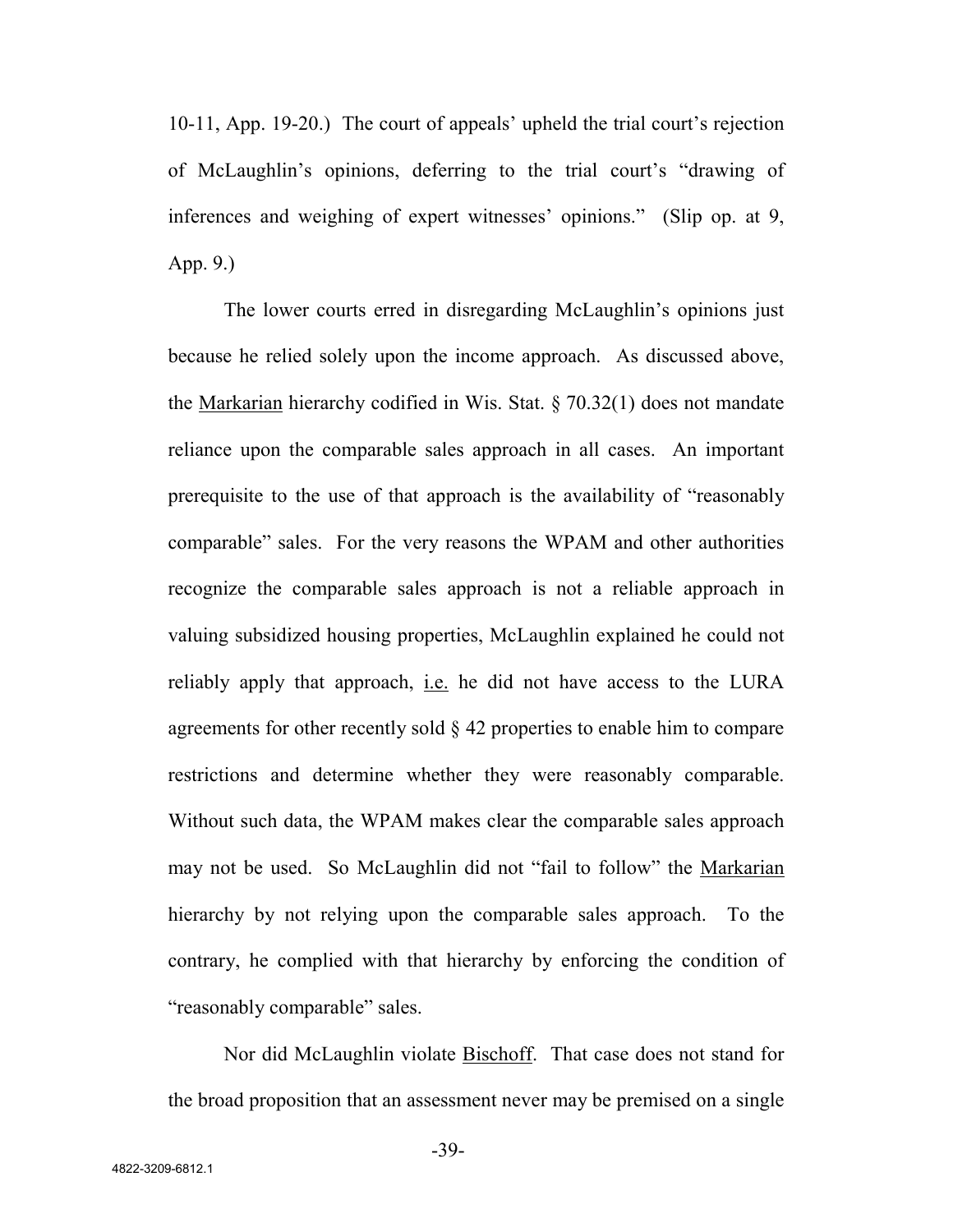10-11, App. 19-20.) The court of appeals' upheld the trial court's rejection of McLaughlin's opinions, deferring to the trial court's "drawing of inferences and weighing of expert witnesses' opinions." (Slip op. at 9, App. 9.)

The lower courts erred in disregarding McLaughlin's opinions just because he relied solely upon the income approach. As discussed above, the Markarian hierarchy codified in Wis. Stat. § 70.32(1) does not mandate reliance upon the comparable sales approach in all cases. An important prerequisite to the use of that approach is the availability of "reasonably comparable" sales. For the very reasons the WPAM and other authorities recognize the comparable sales approach is not a reliable approach in valuing subsidized housing properties, McLaughlin explained he could not reliably apply that approach, i.e. he did not have access to the LURA agreements for other recently sold § 42 properties to enable him to compare restrictions and determine whether they were reasonably comparable. Without such data, the WPAM makes clear the comparable sales approach may not be used. So McLaughlin did not "fail to follow" the Markarian hierarchy by not relying upon the comparable sales approach. To the contrary, he complied with that hierarchy by enforcing the condition of "reasonably comparable" sales.

Nor did McLaughlin violate Bischoff. That case does not stand for the broad proposition that an assessment never may be premised on a single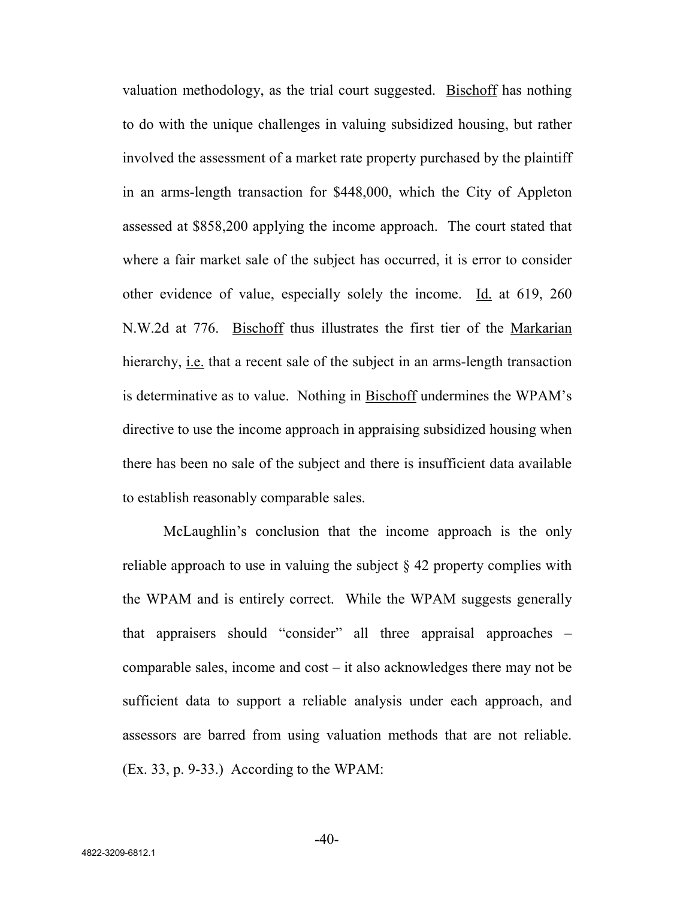valuation methodology, as the trial court suggested. Bischoff has nothing to do with the unique challenges in valuing subsidized housing, but rather involved the assessment of a market rate property purchased by the plaintiff in an arms-length transaction for $448,000, which the City of Appleton assessed at $858,200 applying the income approach. The court stated that where a fair market sale of the subject has occurred, it is error to consider other evidence of value, especially solely the income. Id. at 619, 260 N.W.2d at 776. Bischoff thus illustrates the first tier of the Markarian hierarchy, i.e. that a recent sale of the subject in an arms-length transaction is determinative as to value. Nothing in Bischoff undermines the WPAM's directive to use the income approach in appraising subsidized housing when there has been no sale of the subject and there is insufficient data available to establish reasonably comparable sales.

McLaughlin's conclusion that the income approach is the only reliable approach to use in valuing the subject § 42 property complies with the WPAM and is entirely correct. While the WPAM suggests generally that appraisers should "consider" all three appraisal approaches – comparable sales, income and cost – it also acknowledges there may not be sufficient data to support a reliable analysis under each approach, and assessors are barred from using valuation methods that are not reliable. (Ex. 33, p. 9-33.) According to the WPAM: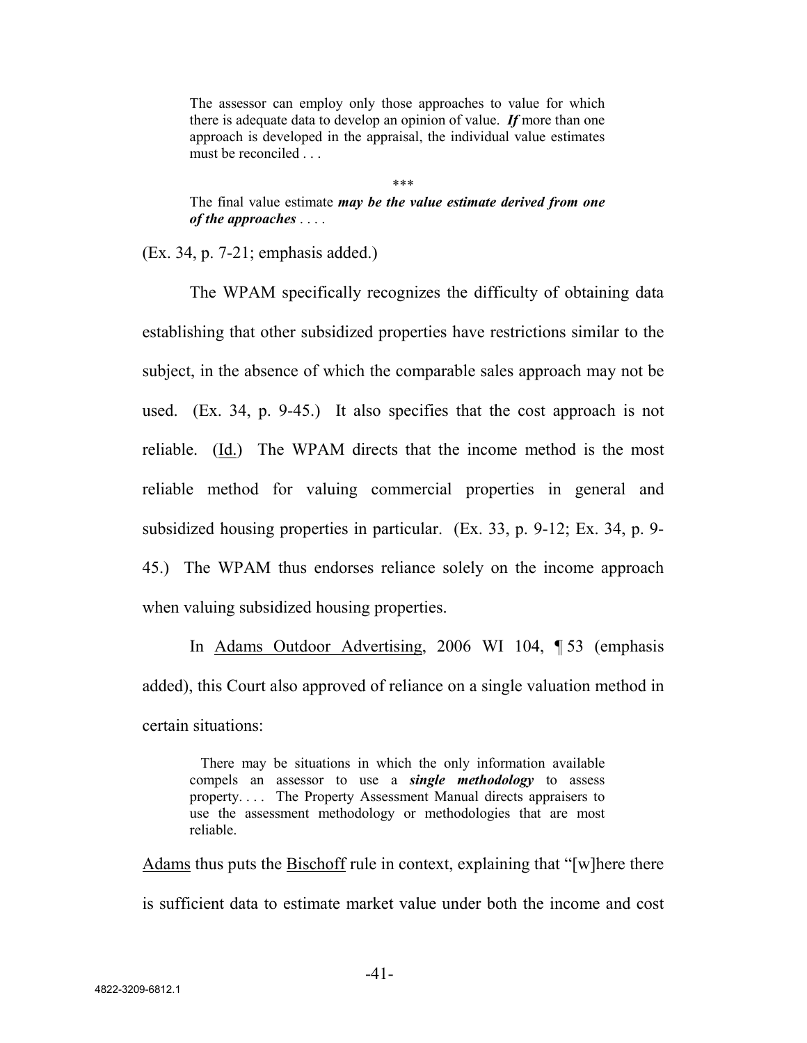> The assessor can employ only those approaches to value for which there is adequate data to develop an opinion of value. ***If*** more than one approach is developed in the appraisal, the individual value estimates must be reconciled . . .
>
> \*\*\*
>
> The final value estimate ***may be the value estimate derived from one of the approaches*** . . . .

(Ex. 34, p. 7-21; emphasis added.)

The WPAM specifically recognizes the difficulty of obtaining data establishing that other subsidized properties have restrictions similar to the subject, in the absence of which the comparable sales approach may not be used. (Ex. 34, p. 9-45.) It also specifies that the cost approach is not reliable. (Id.) The WPAM directs that the income method is the most reliable method for valuing commercial properties in general and subsidized housing properties in particular. (Ex. 33, p. 9-12; Ex. 34, p. 9-45.) The WPAM thus endorses reliance solely on the income approach when valuing subsidized housing properties.

In Adams Outdoor Advertising, 2006 WI 104, ¶ 53 (emphasis added), this Court also approved of reliance on a single valuation method in certain situations:

> There may be situations in which the only information available compels an assessor to use a ***single methodology*** to assess property. . . . The Property Assessment Manual directs appraisers to use the assessment methodology or methodologies that are most reliable.

Adams thus puts the Bischoff rule in context, explaining that "[w]here there is sufficient data to estimate market value under both the income and cost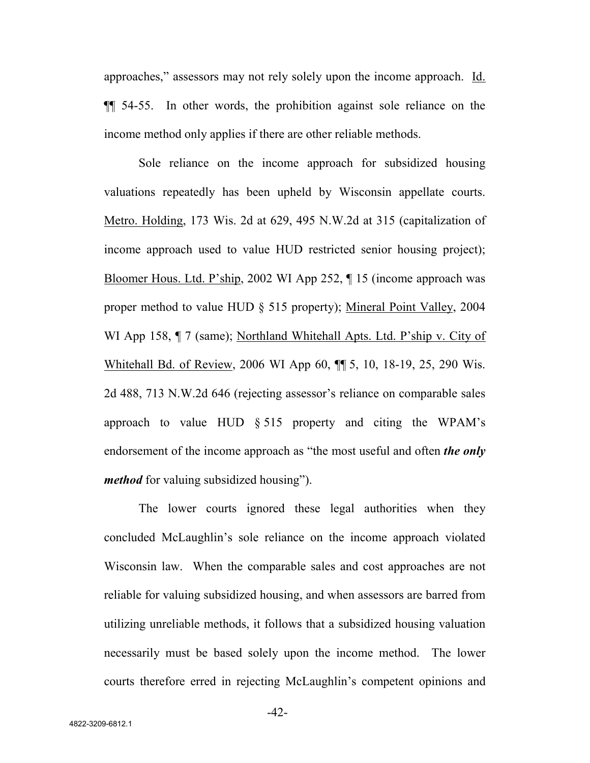approaches," assessors may not rely solely upon the income approach. Id. ¶¶ 54-55. In other words, the prohibition against sole reliance on the income method only applies if there are other reliable methods.

Sole reliance on the income approach for subsidized housing valuations repeatedly has been upheld by Wisconsin appellate courts. Metro. Holding, 173 Wis. 2d at 629, 495 N.W.2d at 315 (capitalization of income approach used to value HUD restricted senior housing project); Bloomer Hous. Ltd. P'ship, 2002 WI App 252, ¶ 15 (income approach was proper method to value HUD § 515 property); Mineral Point Valley, 2004 WI App 158, ¶ 7 (same); Northland Whitehall Apts. Ltd. P'ship v. City of Whitehall Bd. of Review, 2006 WI App 60, ¶¶ 5, 10, 18-19, 25, 290 Wis. 2d 488, 713 N.W.2d 646 (rejecting assessor's reliance on comparable sales approach to value HUD § 515 property and citing the WPAM's endorsement of the income approach as "the most useful and often ***the only method*** for valuing subsidized housing").

The lower courts ignored these legal authorities when they concluded McLaughlin's sole reliance on the income approach violated Wisconsin law. When the comparable sales and cost approaches are not reliable for valuing subsidized housing, and when assessors are barred from utilizing unreliable methods, it follows that a subsidized housing valuation necessarily must be based solely upon the income method. The lower courts therefore erred in rejecting McLaughlin's competent opinions and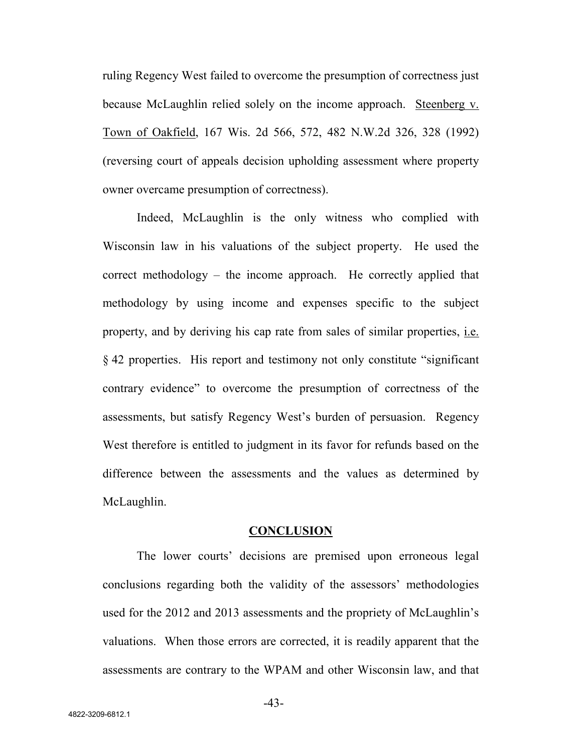ruling Regency West failed to overcome the presumption of correctness just because McLaughlin relied solely on the income approach. Steenberg v. Town of Oakfield, 167 Wis. 2d 566, 572, 482 N.W.2d 326, 328 (1992) (reversing court of appeals decision upholding assessment where property owner overcame presumption of correctness).

Indeed, McLaughlin is the only witness who complied with Wisconsin law in his valuations of the subject property. He used the correct methodology – the income approach. He correctly applied that methodology by using income and expenses specific to the subject property, and by deriving his cap rate from sales of similar properties, i.e. § 42 properties. His report and testimony not only constitute "significant contrary evidence" to overcome the presumption of correctness of the assessments, but satisfy Regency West's burden of persuasion. Regency West therefore is entitled to judgment in its favor for refunds based on the difference between the assessments and the values as determined by McLaughlin.

## CONCLUSION

The lower courts' decisions are premised upon erroneous legal conclusions regarding both the validity of the assessors' methodologies used for the 2012 and 2013 assessments and the propriety of McLaughlin's valuations. When those errors are corrected, it is readily apparent that the assessments are contrary to the WPAM and other Wisconsin law, and that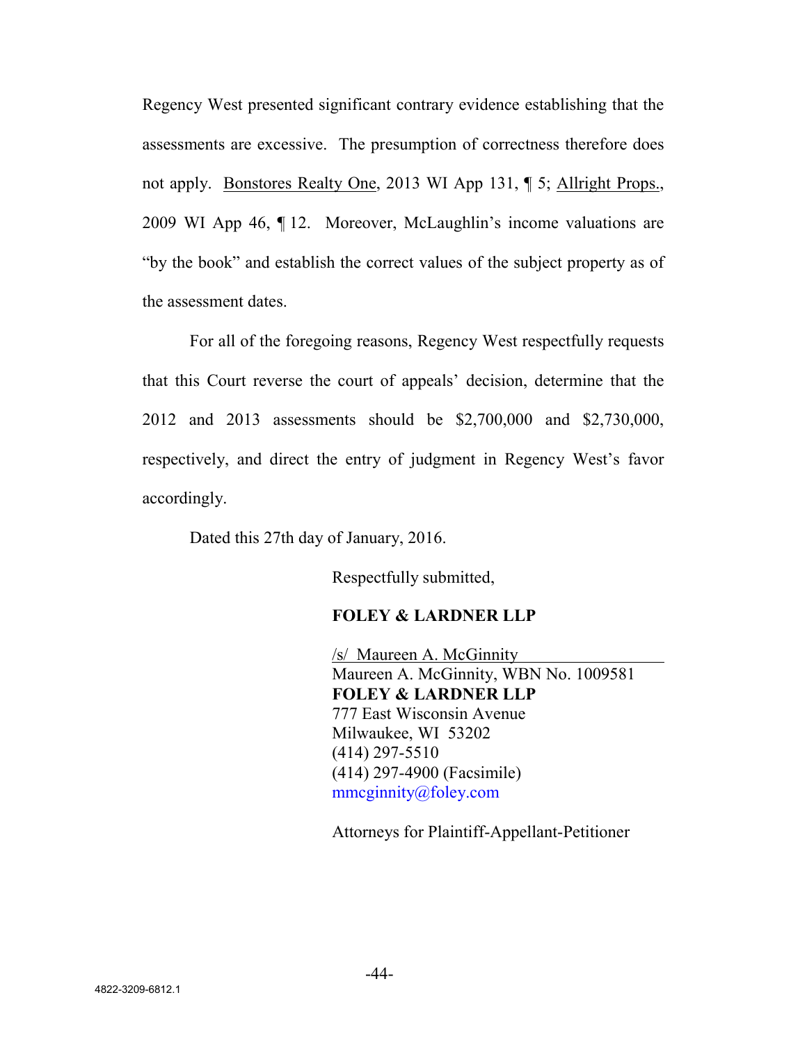Regency West presented significant contrary evidence establishing that the assessments are excessive. The presumption of correctness therefore does not apply. Bonstores Realty One, 2013 WI App 131, ¶ 5; Allright Props., 2009 WI App 46, ¶ 12. Moreover, McLaughlin's income valuations are "by the book" and establish the correct values of the subject property as of the assessment dates.

For all of the foregoing reasons, Regency West respectfully requests that this Court reverse the court of appeals' decision, determine that the 2012 and 2013 assessments should be $2,700,000 and $2,730,000, respectively, and direct the entry of judgment in Regency West's favor accordingly.

Dated this 27th day of January, 2016.

Respectfully submitted,

**FOLEY & LARDNER LLP**

/s/ Maureen A. McGinnity
Maureen A. McGinnity, WBN No. 1009581
**FOLEY & LARDNER LLP**
777 East Wisconsin Avenue
Milwaukee, WI 53202
(414) 297-5510
(414) 297-4900 (Facsimile)
mmcginnity@foley.com

Attorneys for Plaintiff-Appellant-Petitioner

4822-3209-6812.1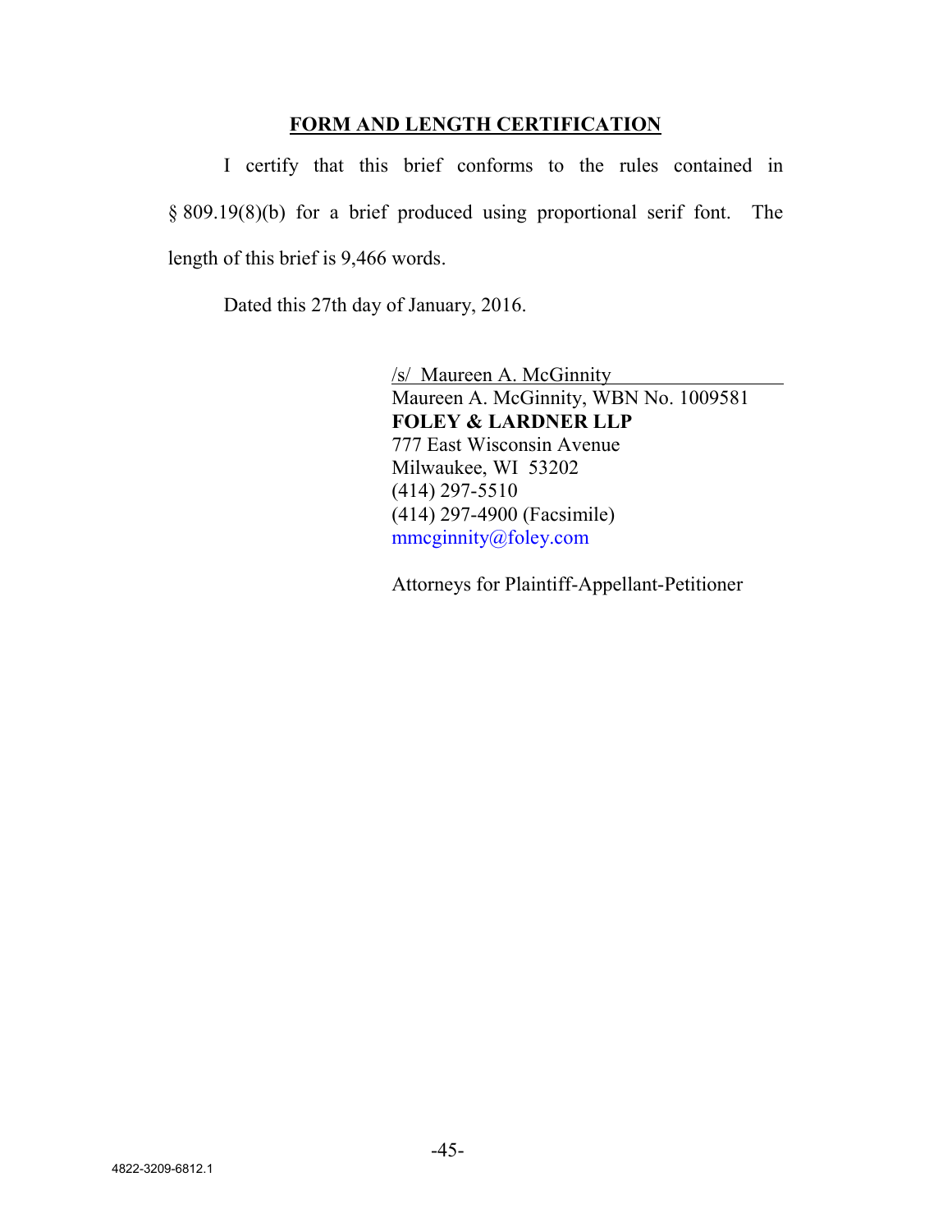## FORM AND LENGTH CERTIFICATION

I certify that this brief conforms to the rules contained in § 809.19(8)(b) for a brief produced using proportional serif font. The length of this brief is 9,466 words.

Dated this 27th day of January, 2016.

/s/ Maureen A. McGinnity  
Maureen A. McGinnity, WBN No. 1009581  
**FOLEY & LARDNER LLP**  
777 East Wisconsin Avenue  
Milwaukee, WI 53202  
(414) 297-5510  
(414) 297-4900 (Facsimile)  
mmcginnity@foley.com

Attorneys for Plaintiff-Appellant-Petitioner

4822-3209-6812.1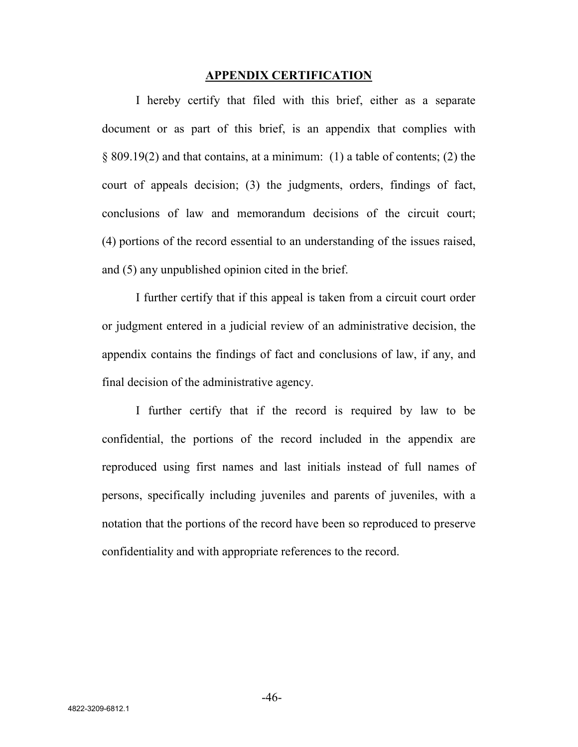## APPENDIX CERTIFICATION

I hereby certify that filed with this brief, either as a separate document or as part of this brief, is an appendix that complies with § 809.19(2) and that contains, at a minimum: (1) a table of contents; (2) the court of appeals decision; (3) the judgments, orders, findings of fact, conclusions of law and memorandum decisions of the circuit court; (4) portions of the record essential to an understanding of the issues raised, and (5) any unpublished opinion cited in the brief.

I further certify that if this appeal is taken from a circuit court order or judgment entered in a judicial review of an administrative decision, the appendix contains the findings of fact and conclusions of law, if any, and final decision of the administrative agency.

I further certify that if the record is required by law to be confidential, the portions of the record included in the appendix are reproduced using first names and last initials instead of full names of persons, specifically including juveniles and parents of juveniles, with a notation that the portions of the record have been so reproduced to preserve confidentiality and with appropriate references to the record.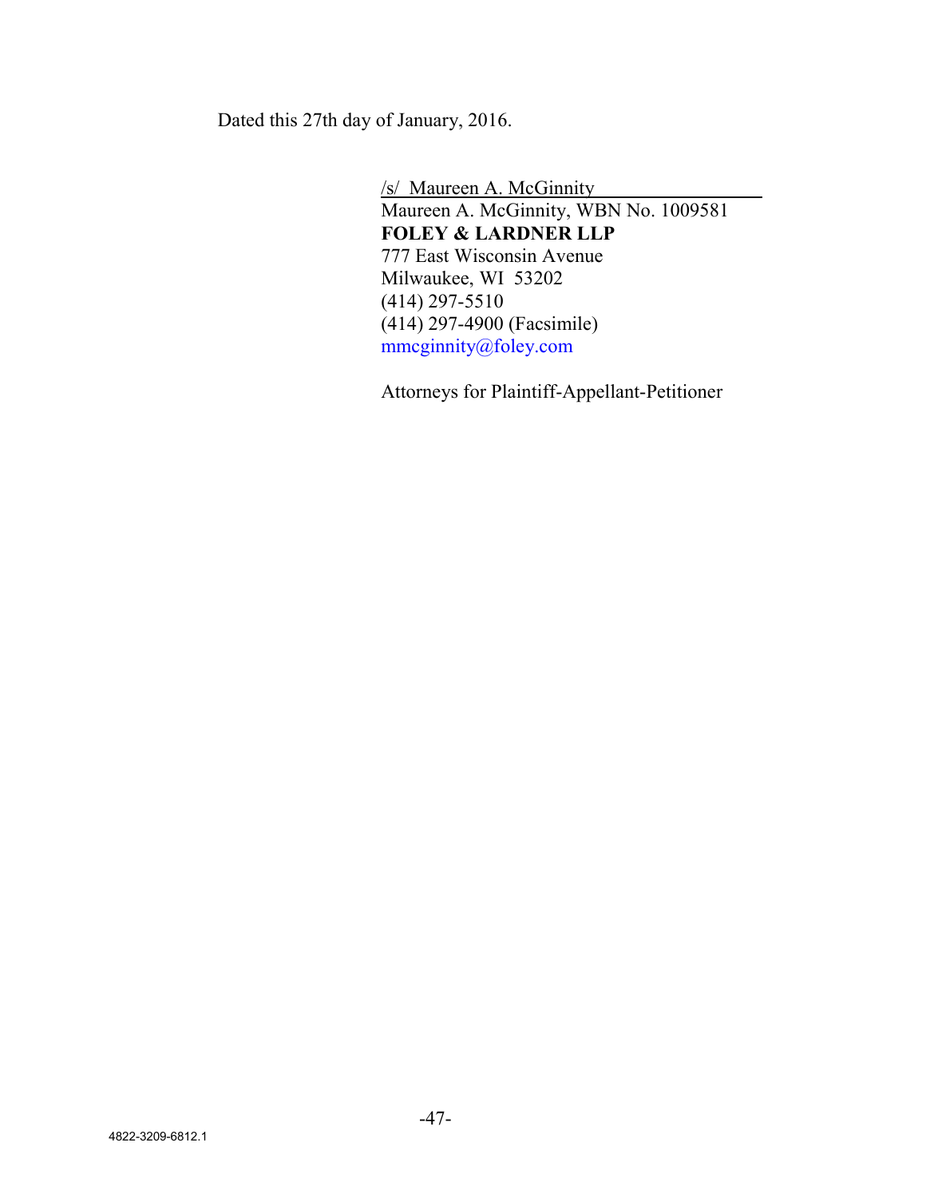Dated this 27th day of January, 2016.

/s/ Maureen A. McGinnity
Maureen A. McGinnity, WBN No. 1009581
**FOLEY & LARDNER LLP**
777 East Wisconsin Avenue
Milwaukee, WI 53202
(414) 297-5510
(414) 297-4900 (Facsimile)
mmcginnity@foley.com

Attorneys for Plaintiff-Appellant-Petitioner

4822-3209-6812.1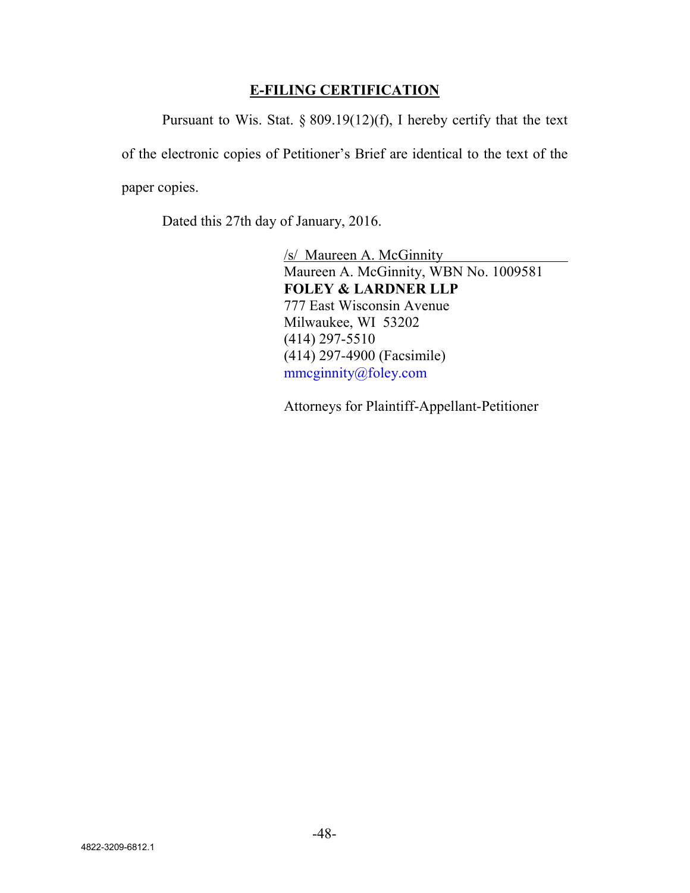## E-FILING CERTIFICATION

Pursuant to Wis. Stat. § 809.19(12)(f), I hereby certify that the text of the electronic copies of Petitioner's Brief are identical to the text of the paper copies.

Dated this 27th day of January, 2016.

/s/ Maureen A. McGinnity
Maureen A. McGinnity, WBN No. 1009581
**FOLEY & LARDNER LLP**
777 East Wisconsin Avenue
Milwaukee, WI 53202
(414) 297-5510
(414) 297-4900 (Facsimile)
mmcginnity@foley.com

Attorneys for Plaintiff-Appellant-Petitioner

4822-3209-6812.1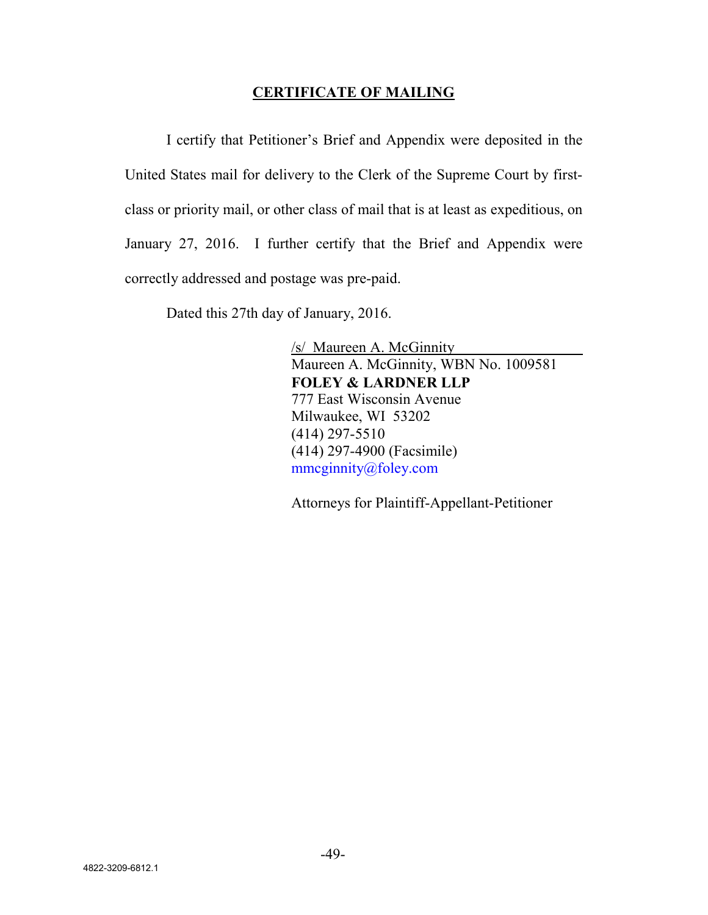## CERTIFICATE OF MAILING

I certify that Petitioner's Brief and Appendix were deposited in the United States mail for delivery to the Clerk of the Supreme Court by first-class or priority mail, or other class of mail that is at least as expeditious, on January 27, 2016. I further certify that the Brief and Appendix were correctly addressed and postage was pre-paid.

Dated this 27th day of January, 2016.

/s/ Maureen A. McGinnity
Maureen A. McGinnity, WBN No. 1009581
**FOLEY & LARDNER LLP**
777 East Wisconsin Avenue
Milwaukee, WI 53202
(414) 297-5510
(414) 297-4900 (Facsimile)
mmcginnity@foley.com

Attorneys for Plaintiff-Appellant-Petitioner

4822-3209-6812.1